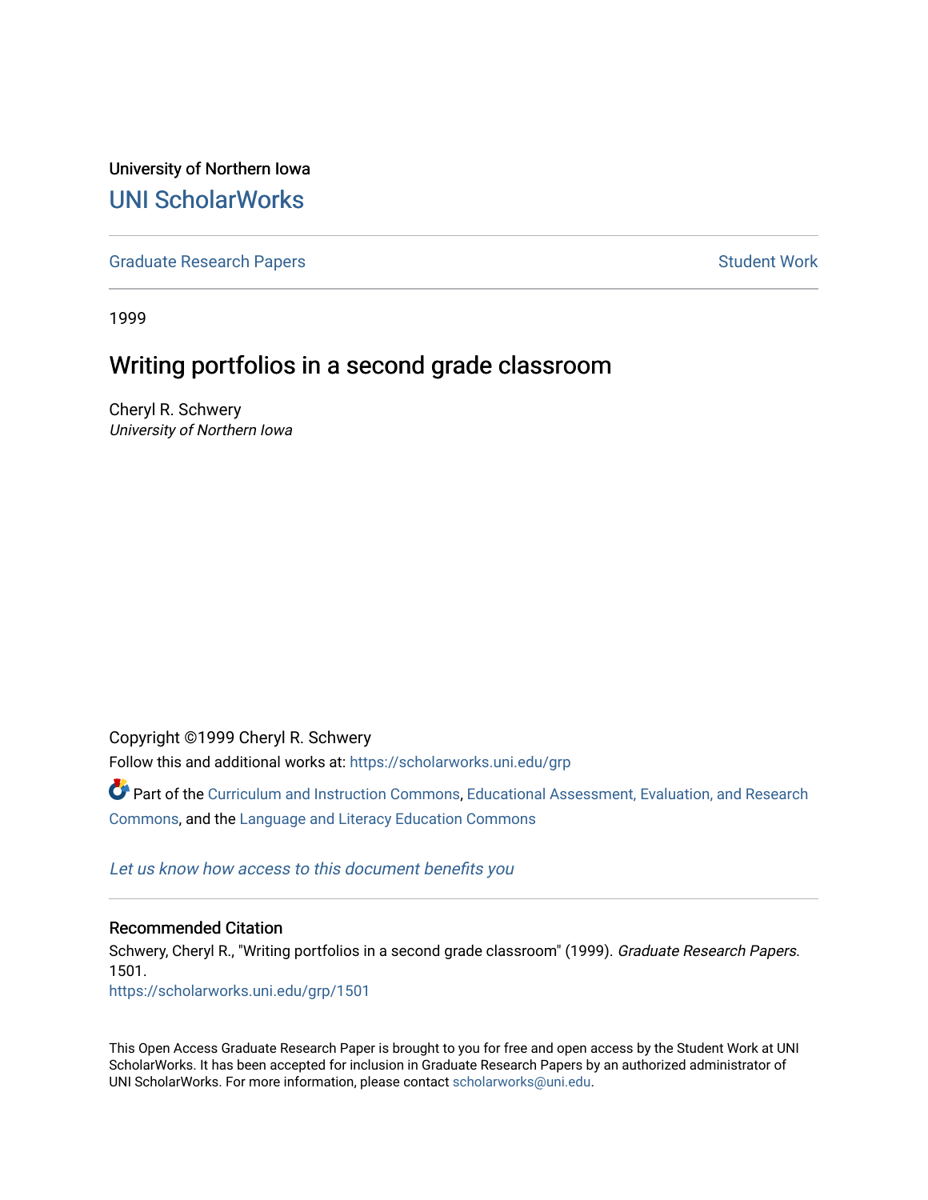University of Northern Iowa

# UNI ScholarWorks

Graduate Research Papers | Student Work

1999

## Writing portfolios in a second grade classroom

Cheryl R. Schwery
*University of Northern Iowa*

Copyright ©1999 Cheryl R. Schwery

Follow this and additional works at: https://scholarworks.uni.edu/grp

Part of the Curriculum and Instruction Commons, Educational Assessment, Evaluation, and Research Commons, and the Language and Literacy Education Commons

*Let us know how access to this document benefits you*

### Recommended Citation

Schwery, Cheryl R., "Writing portfolios in a second grade classroom" (1999). *Graduate Research Papers*. 1501.
https://scholarworks.uni.edu/grp/1501

This Open Access Graduate Research Paper is brought to you for free and open access by the Student Work at UNI ScholarWorks. It has been accepted for inclusion in Graduate Research Papers by an authorized administrator of UNI ScholarWorks. For more information, please contact scholarworks@uni.edu.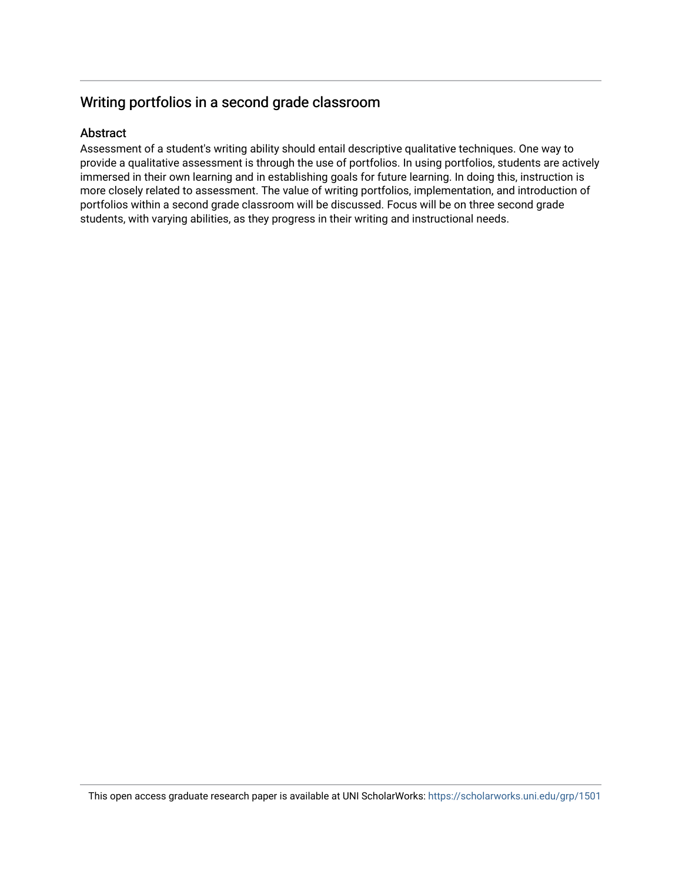## Writing portfolios in a second grade classroom

### Abstract

Assessment of a student's writing ability should entail descriptive qualitative techniques. One way to provide a qualitative assessment is through the use of portfolios. In using portfolios, students are actively immersed in their own learning and in establishing goals for future learning. In doing this, instruction is more closely related to assessment. The value of writing portfolios, implementation, and introduction of portfolios within a second grade classroom will be discussed. Focus will be on three second grade students, with varying abilities, as they progress in their writing and instructional needs.

This open access graduate research paper is available at UNI ScholarWorks: https://scholarworks.uni.edu/grp/1501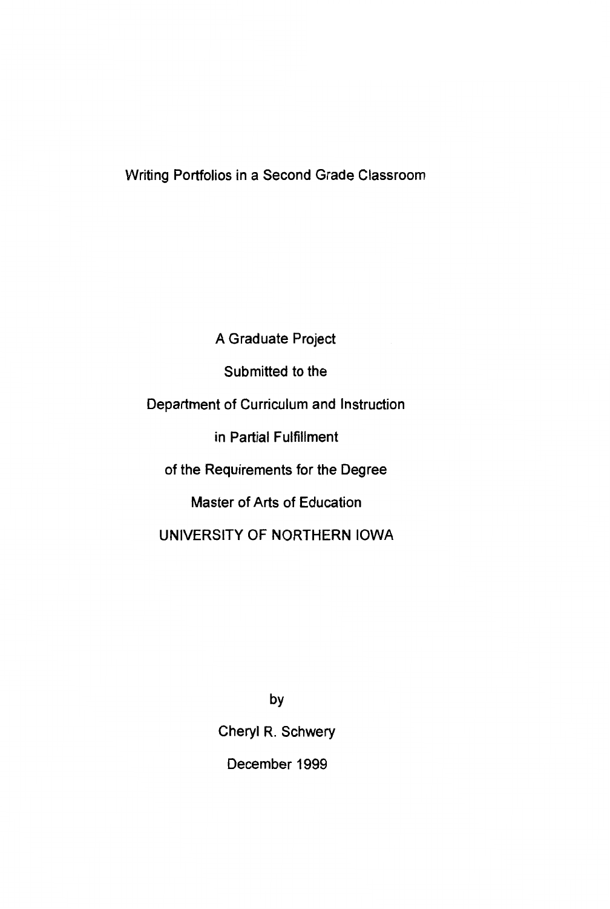# Writing Portfolios in a Second Grade Classroom

A Graduate Project

Submitted to the

Department of Curriculum and Instruction

in Partial Fulfillment

of the Requirements for the Degree

Master of Arts of Education

UNIVERSITY OF NORTHERN IOWA

by

Cheryl R. Schwery

December 1999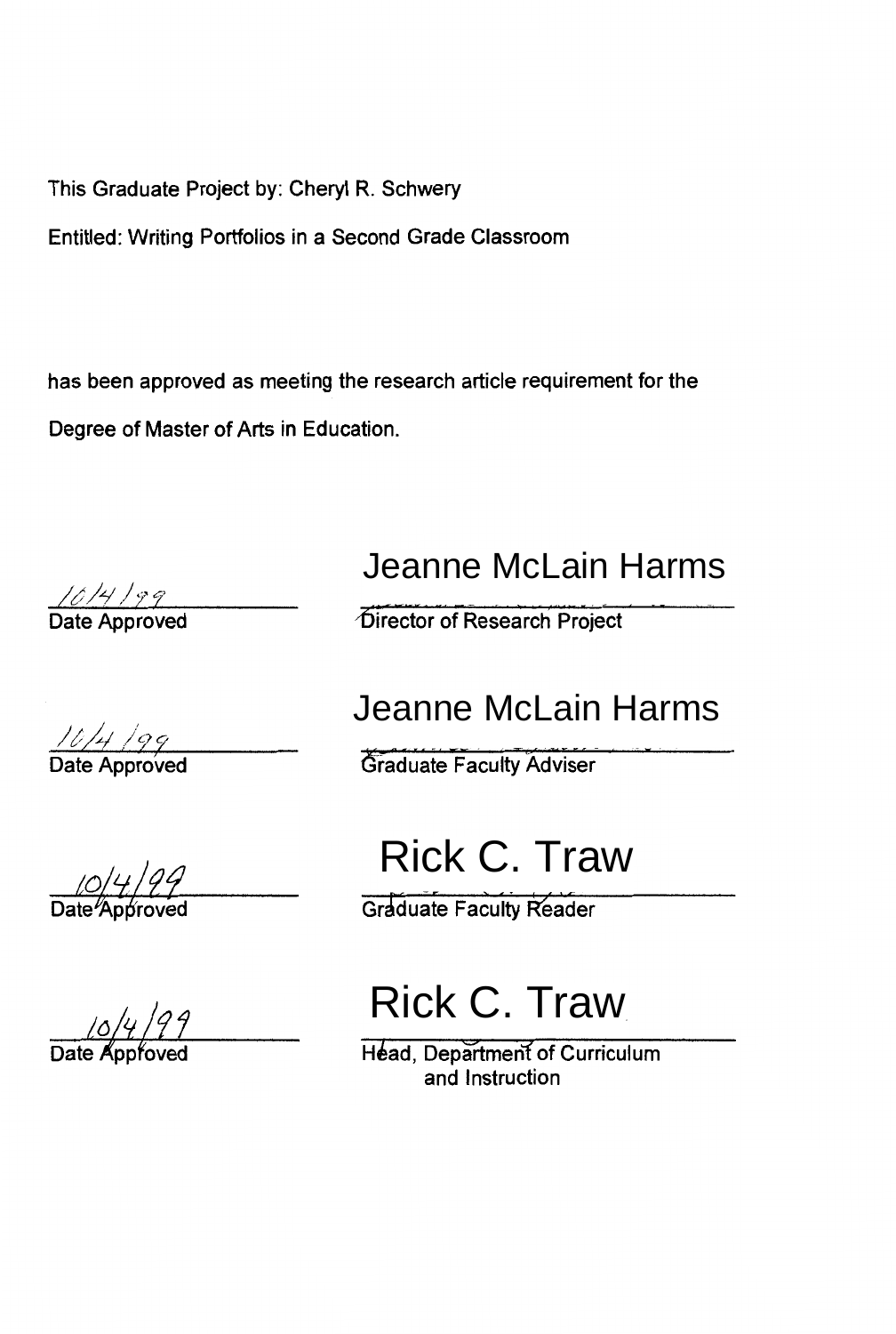This Graduate Project by: Cheryl R. Schwery

Entitled: Writing Portfolios in a Second Grade Classroom

has been approved as meeting the research article requirement for the Degree of Master of Arts in Education.

| | |
|---|---|
| 10/4/99 | Jeanne McLain Harms |
| Date Approved | Director of Research Project |
| 10/4/99 | Jeanne McLain Harms |
| Date Approved | Graduate Faculty Adviser |
| 10/4/99 | Rick C. Traw |
| Date Approved | Graduate Faculty Reader |
| 10/4/99 | Rick C. Traw |
| Date Approved | Head, Department of Curriculum and Instruction |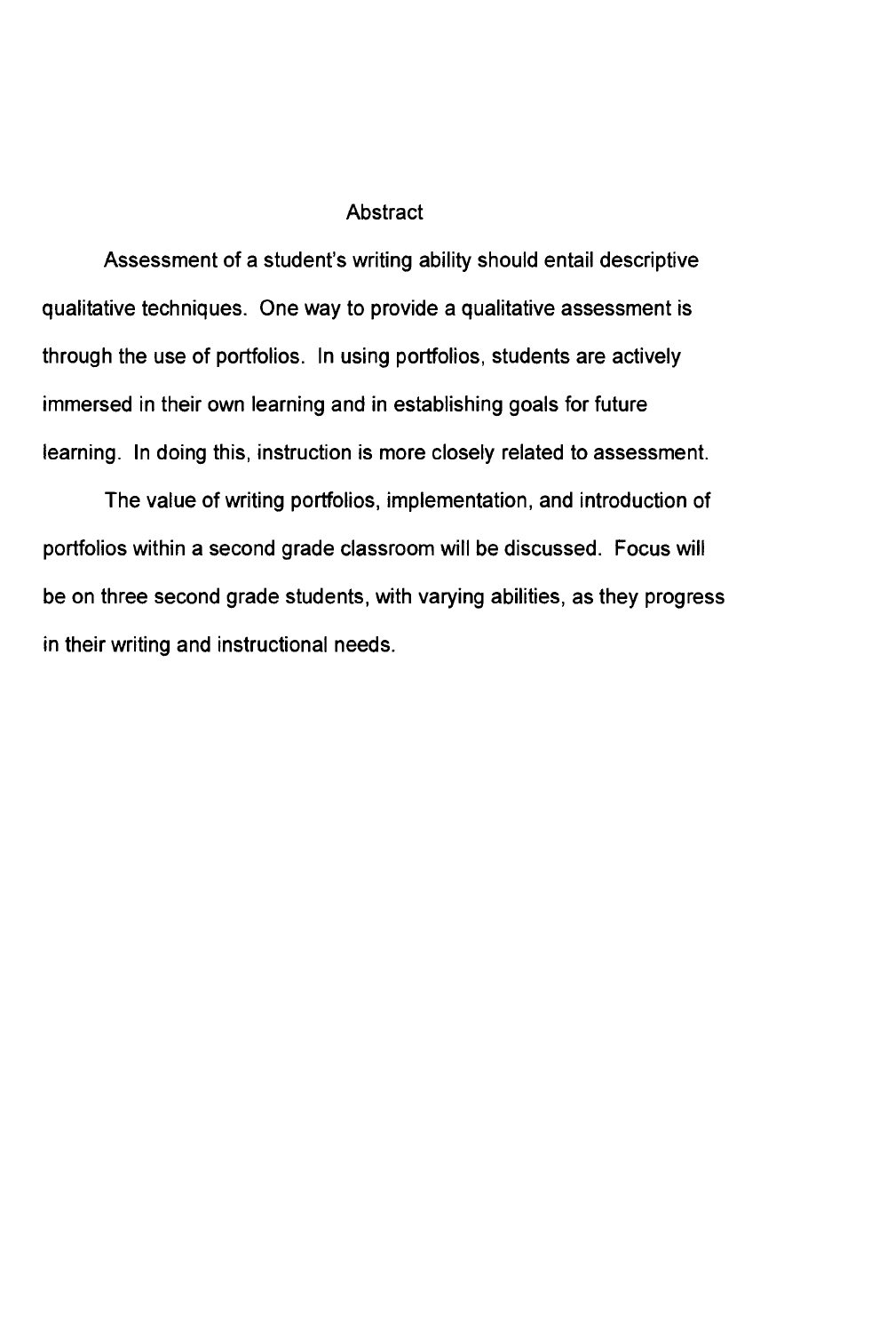# Abstract

Assessment of a student's writing ability should entail descriptive qualitative techniques. One way to provide a qualitative assessment is through the use of portfolios. In using portfolios, students are actively immersed in their own learning and in establishing goals for future learning. In doing this, instruction is more closely related to assessment.

The value of writing portfolios, implementation, and introduction of portfolios within a second grade classroom will be discussed. Focus will be on three second grade students, with varying abilities, as they progress in their writing and instructional needs.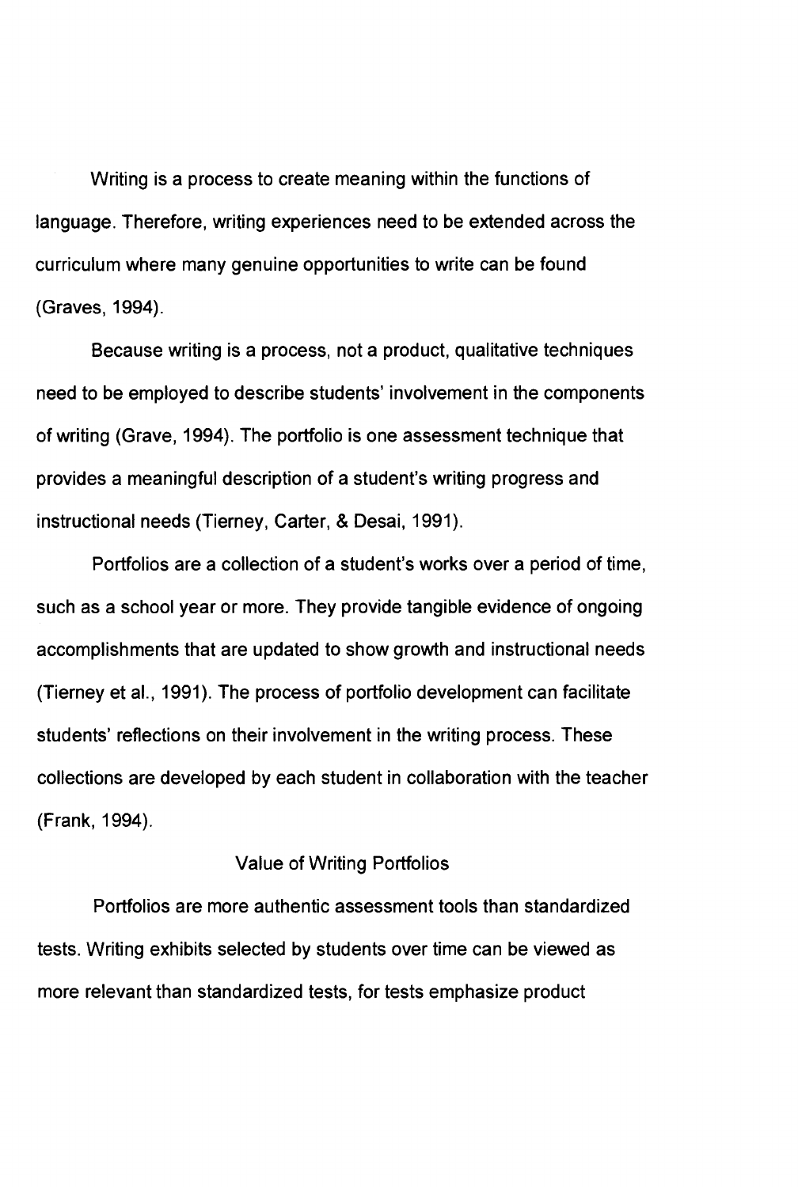Writing is a process to create meaning within the functions of language. Therefore, writing experiences need to be extended across the curriculum where many genuine opportunities to write can be found (Graves, 1994).

Because writing is a process, not a product, qualitative techniques need to be employed to describe students' involvement in the components of writing (Grave, 1994). The portfolio is one assessment technique that provides a meaningful description of a student's writing progress and instructional needs (Tierney, Carter, & Desai, 1991).

Portfolios are a collection of a student's works over a period of time, such as a school year or more. They provide tangible evidence of ongoing accomplishments that are updated to show growth and instructional needs (Tierney et al., 1991). The process of portfolio development can facilitate students' reflections on their involvement in the writing process. These collections are developed by each student in collaboration with the teacher (Frank, 1994).

## Value of Writing Portfolios

Portfolios are more authentic assessment tools than standardized tests. Writing exhibits selected by students over time can be viewed as more relevant than standardized tests, for tests emphasize product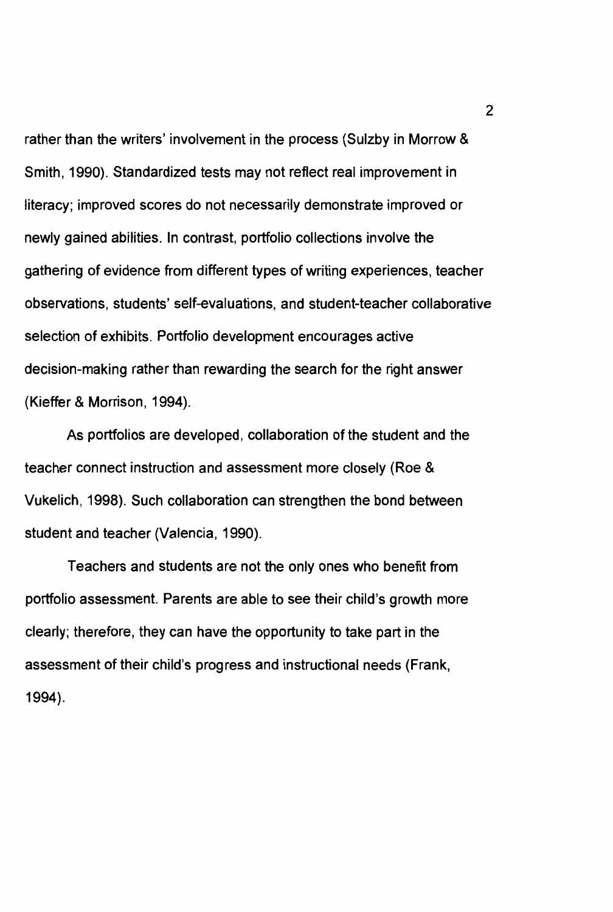rather than the writers' involvement in the process (Sulzby in Morrow & Smith, 1990). Standardized tests may not reflect real improvement in literacy; improved scores do not necessarily demonstrate improved or newly gained abilities. In contrast, portfolio collections involve the gathering of evidence from different types of writing experiences, teacher observations, students' self-evaluations, and student-teacher collaborative selection of exhibits. Portfolio development encourages active decision-making rather than rewarding the search for the right answer (Kieffer & Morrison, 1994).

As portfolios are developed, collaboration of the student and the teacher connect instruction and assessment more closely (Roe & Vukelich, 1998). Such collaboration can strengthen the bond between student and teacher (Valencia, 1990).

Teachers and students are not the only ones who benefit from portfolio assessment. Parents are able to see their child's growth more clearly; therefore, they can have the opportunity to take part in the assessment of their child's progress and instructional needs (Frank, 1994).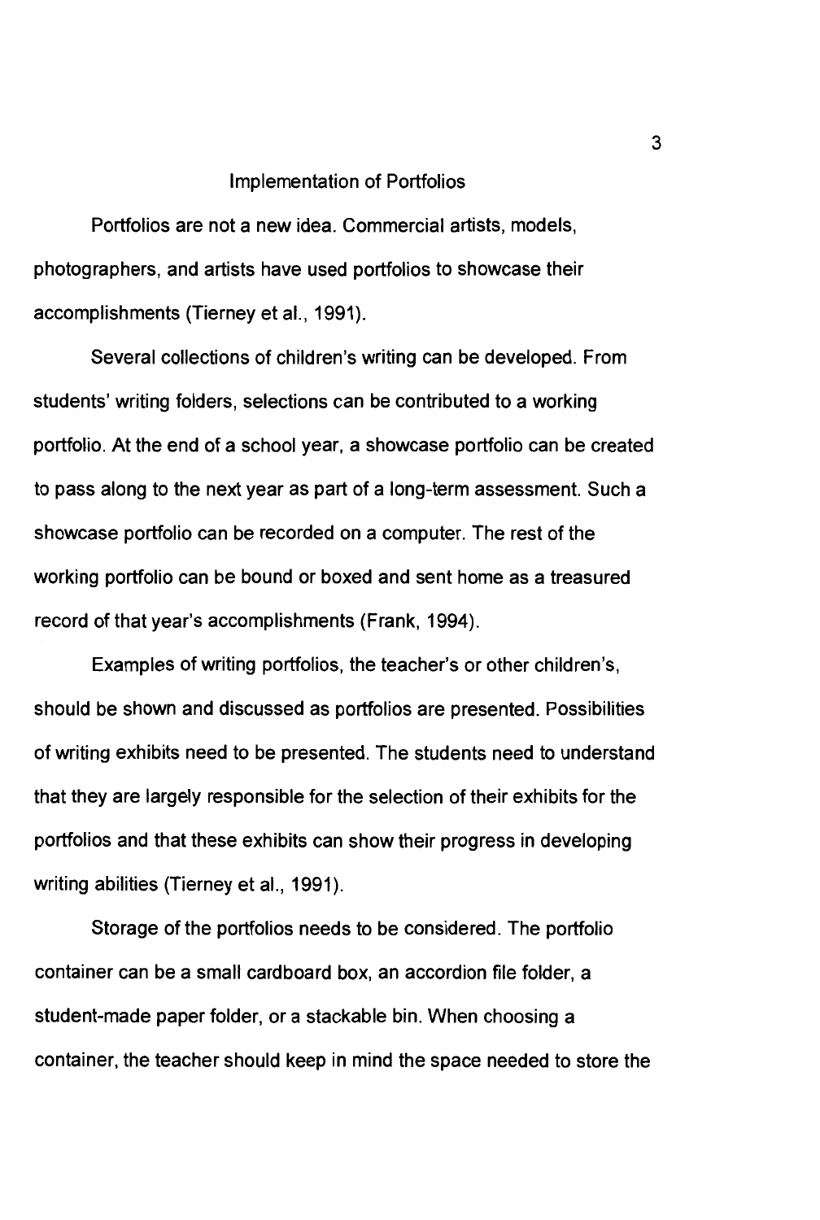## Implementation of Portfolios

Portfolios are not a new idea. Commercial artists, models, photographers, and artists have used portfolios to showcase their accomplishments (Tierney et al., 1991).

Several collections of children's writing can be developed. From students' writing folders, selections can be contributed to a working portfolio. At the end of a school year, a showcase portfolio can be created to pass along to the next year as part of a long-term assessment. Such a showcase portfolio can be recorded on a computer. The rest of the working portfolio can be bound or boxed and sent home as a treasured record of that year's accomplishments (Frank, 1994).

Examples of writing portfolios, the teacher's or other children's, should be shown and discussed as portfolios are presented. Possibilities of writing exhibits need to be presented. The students need to understand that they are largely responsible for the selection of their exhibits for the portfolios and that these exhibits can show their progress in developing writing abilities (Tierney et al., 1991).

Storage of the portfolios needs to be considered. The portfolio container can be a small cardboard box, an accordion file folder, a student-made paper folder, or a stackable bin. When choosing a container, the teacher should keep in mind the space needed to store the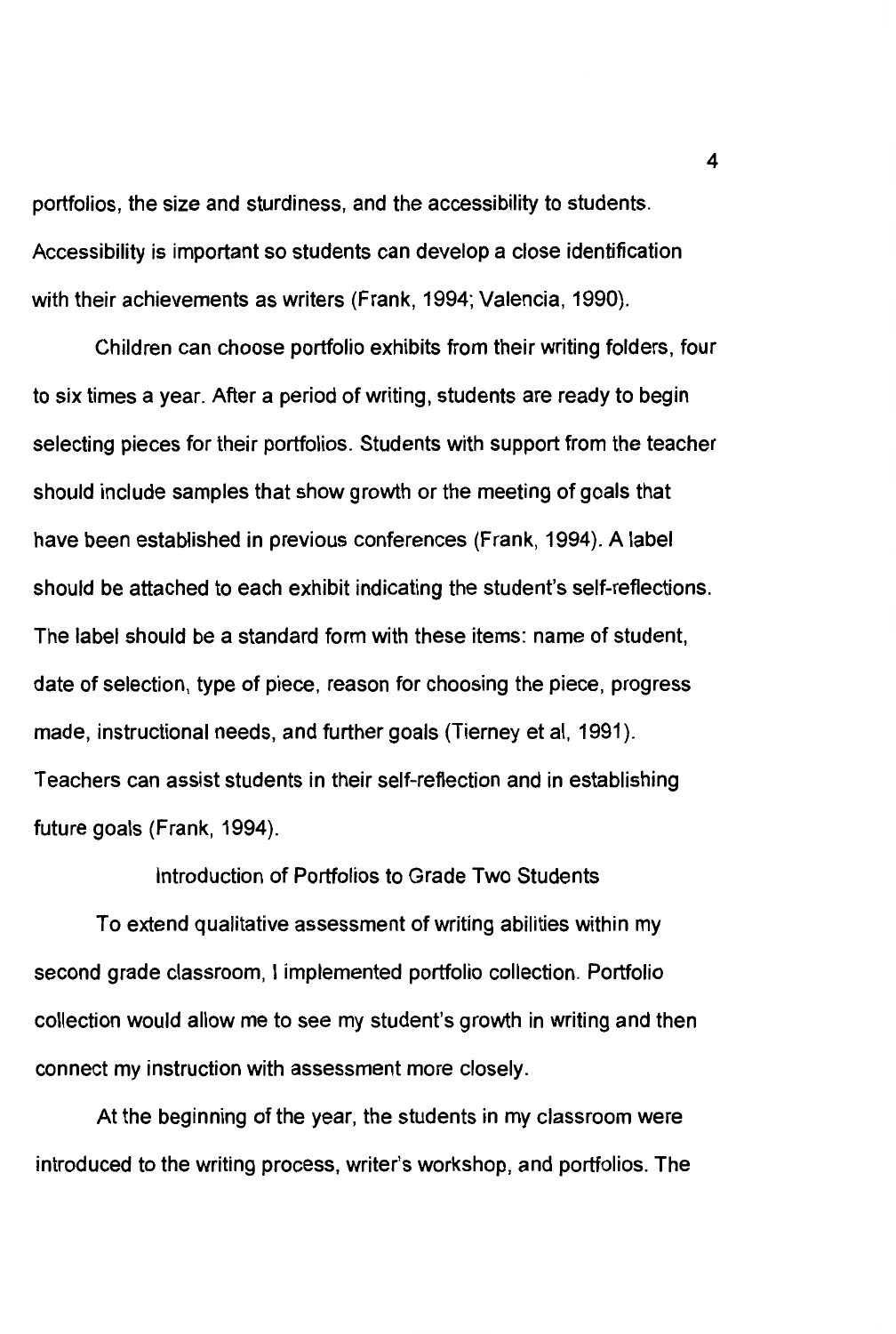portfolios, the size and sturdiness, and the accessibility to students. Accessibility is important so students can develop a close identification with their achievements as writers (Frank, 1994; Valencia, 1990).

Children can choose portfolio exhibits from their writing folders, four to six times a year. After a period of writing, students are ready to begin selecting pieces for their portfolios. Students with support from the teacher should include samples that show growth or the meeting of goals that have been established in previous conferences (Frank, 1994). A label should be attached to each exhibit indicating the student's self-reflections. The label should be a standard form with these items: name of student, date of selection, type of piece, reason for choosing the piece, progress made, instructional needs, and further goals (Tierney et al, 1991). Teachers can assist students in their self-reflection and in establishing future goals (Frank, 1994).

## Introduction of Portfolios to Grade Two Students

To extend qualitative assessment of writing abilities within my second grade classroom, I implemented portfolio collection. Portfolio collection would allow me to see my student's growth in writing and then connect my instruction with assessment more closely.

At the beginning of the year, the students in my classroom were introduced to the writing process, writer's workshop, and portfolios. The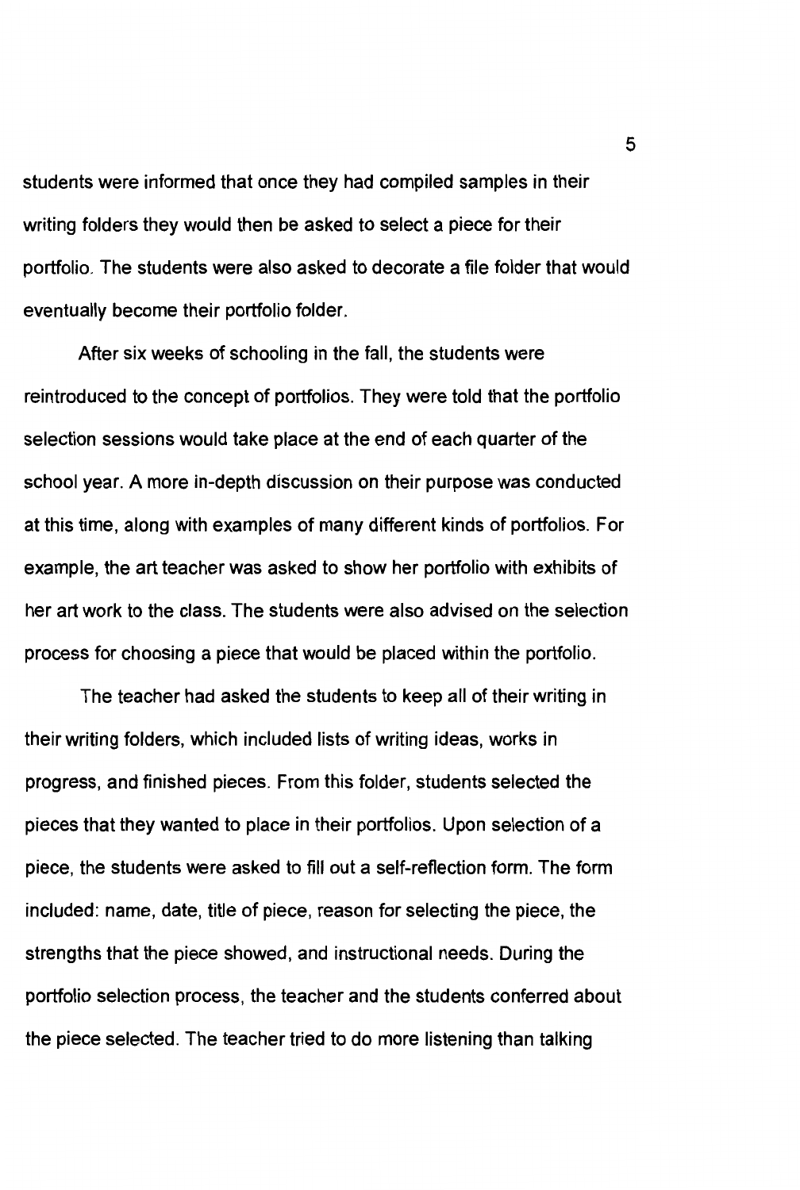students were informed that once they had compiled samples in their writing folders they would then be asked to select a piece for their portfolio. The students were also asked to decorate a file folder that would eventually become their portfolio folder.

After six weeks of schooling in the fall, the students were reintroduced to the concept of portfolios. They were told that the portfolio selection sessions would take place at the end of each quarter of the school year. A more in-depth discussion on their purpose was conducted at this time, along with examples of many different kinds of portfolios. For example, the art teacher was asked to show her portfolio with exhibits of her art work to the class. The students were also advised on the selection process for choosing a piece that would be placed within the portfolio.

The teacher had asked the students to keep all of their writing in their writing folders, which included lists of writing ideas, works in progress, and finished pieces. From this folder, students selected the pieces that they wanted to place in their portfolios. Upon selection of a piece, the students were asked to fill out a self-reflection form. The form included: name, date, title of piece, reason for selecting the piece, the strengths that the piece showed, and instructional needs. During the portfolio selection process, the teacher and the students conferred about the piece selected. The teacher tried to do more listening than talking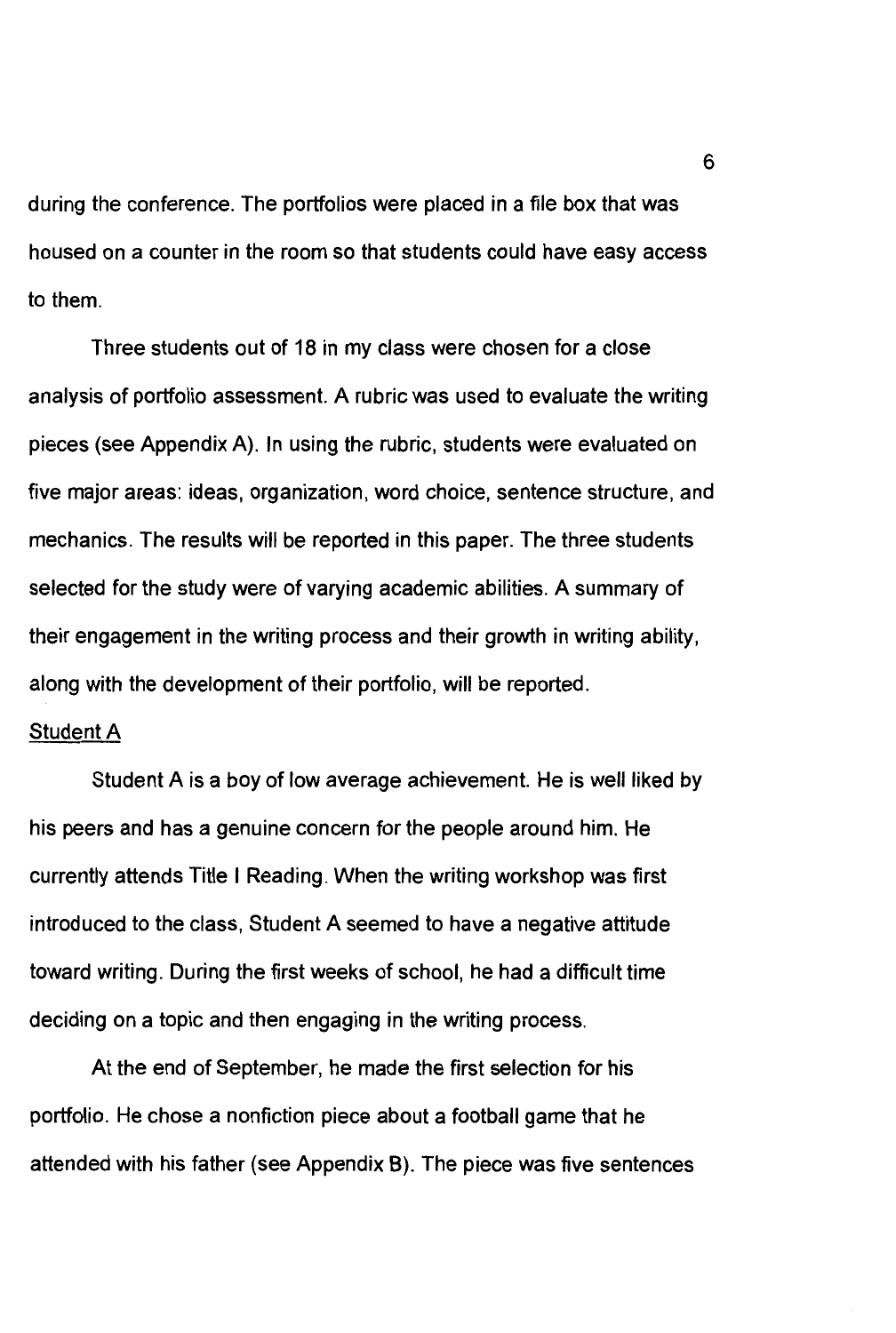during the conference. The portfolios were placed in a file box that was housed on a counter in the room so that students could have easy access to them.

Three students out of 18 in my class were chosen for a close analysis of portfolio assessment. A rubric was used to evaluate the writing pieces (see Appendix A). In using the rubric, students were evaluated on five major areas: ideas, organization, word choice, sentence structure, and mechanics. The results will be reported in this paper. The three students selected for the study were of varying academic abilities. A summary of their engagement in the writing process and their growth in writing ability, along with the development of their portfolio, will be reported.

<u>Student A</u>

Student A is a boy of low average achievement. He is well liked by his peers and has a genuine concern for the people around him. He currently attends Title I Reading. When the writing workshop was first introduced to the class, Student A seemed to have a negative attitude toward writing. During the first weeks of school, he had a difficult time deciding on a topic and then engaging in the writing process.

At the end of September, he made the first selection for his portfolio. He chose a nonfiction piece about a football game that he attended with his father (see Appendix B). The piece was five sentences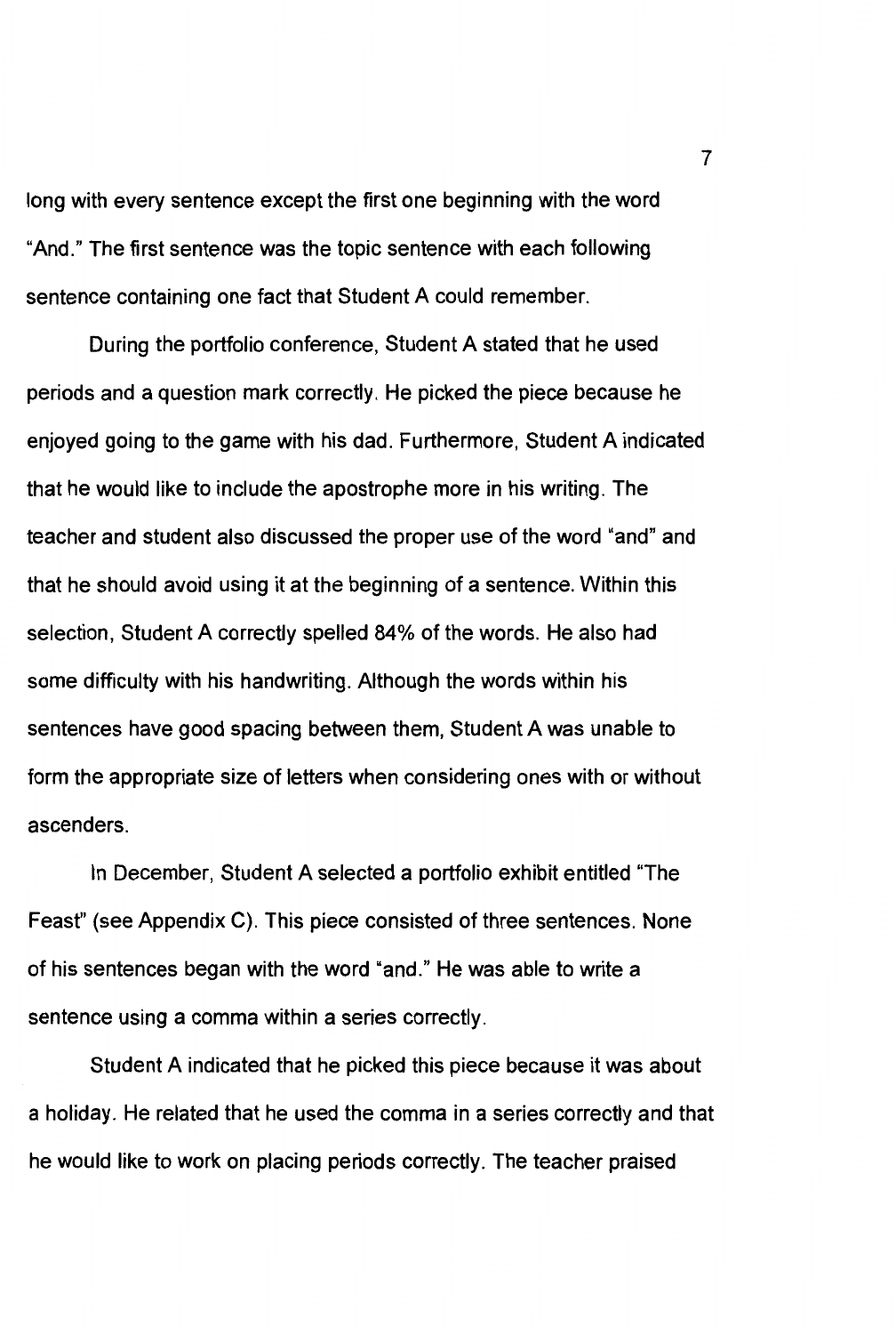long with every sentence except the first one beginning with the word "And." The first sentence was the topic sentence with each following sentence containing one fact that Student A could remember.

During the portfolio conference, Student A stated that he used periods and a question mark correctly. He picked the piece because he enjoyed going to the game with his dad. Furthermore, Student A indicated that he would like to include the apostrophe more in his writing. The teacher and student also discussed the proper use of the word "and" and that he should avoid using it at the beginning of a sentence. Within this selection, Student A correctly spelled 84% of the words. He also had some difficulty with his handwriting. Although the words within his sentences have good spacing between them, Student A was unable to form the appropriate size of letters when considering ones with or without ascenders.

In December, Student A selected a portfolio exhibit entitled "The Feast" (see Appendix C). This piece consisted of three sentences. None of his sentences began with the word "and." He was able to write a sentence using a comma within a series correctly.

Student A indicated that he picked this piece because it was about a holiday. He related that he used the comma in a series correctly and that he would like to work on placing periods correctly. The teacher praised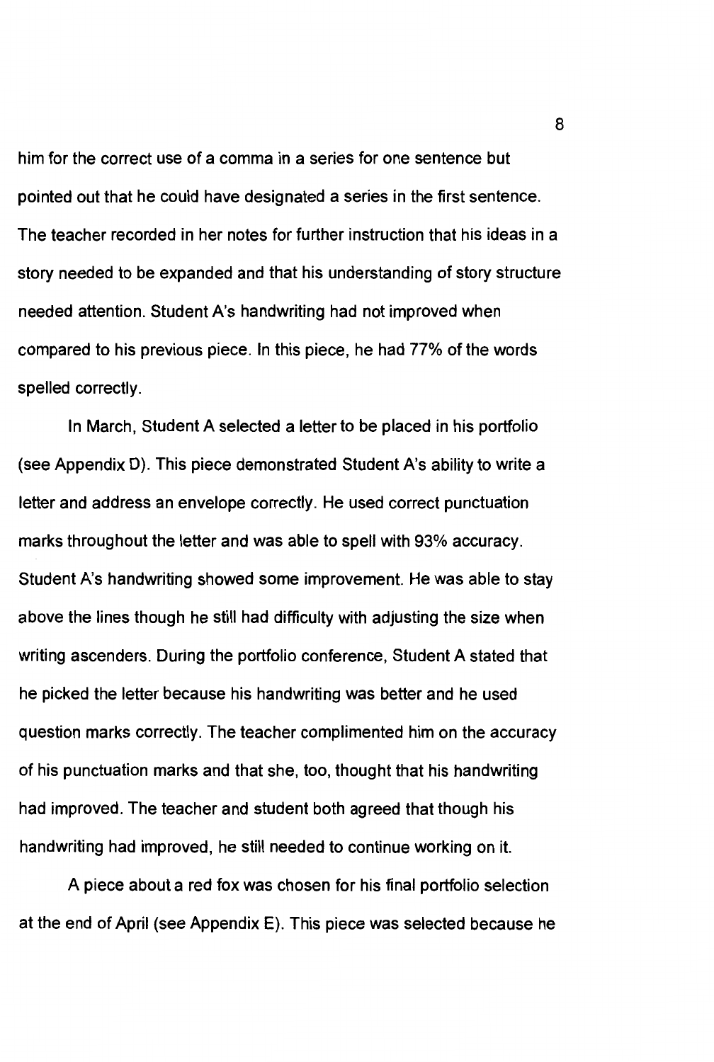him for the correct use of a comma in a series for one sentence but pointed out that he could have designated a series in the first sentence. The teacher recorded in her notes for further instruction that his ideas in a story needed to be expanded and that his understanding of story structure needed attention. Student A's handwriting had not improved when compared to his previous piece. In this piece, he had 77% of the words spelled correctly.

In March, Student A selected a letter to be placed in his portfolio (see Appendix D). This piece demonstrated Student A's ability to write a letter and address an envelope correctly. He used correct punctuation marks throughout the letter and was able to spell with 93% accuracy. Student A's handwriting showed some improvement. He was able to stay above the lines though he still had difficulty with adjusting the size when writing ascenders. During the portfolio conference, Student A stated that he picked the letter because his handwriting was better and he used question marks correctly. The teacher complimented him on the accuracy of his punctuation marks and that she, too, thought that his handwriting had improved. The teacher and student both agreed that though his handwriting had improved, he still needed to continue working on it.

A piece about a red fox was chosen for his final portfolio selection at the end of April (see Appendix E). This piece was selected because he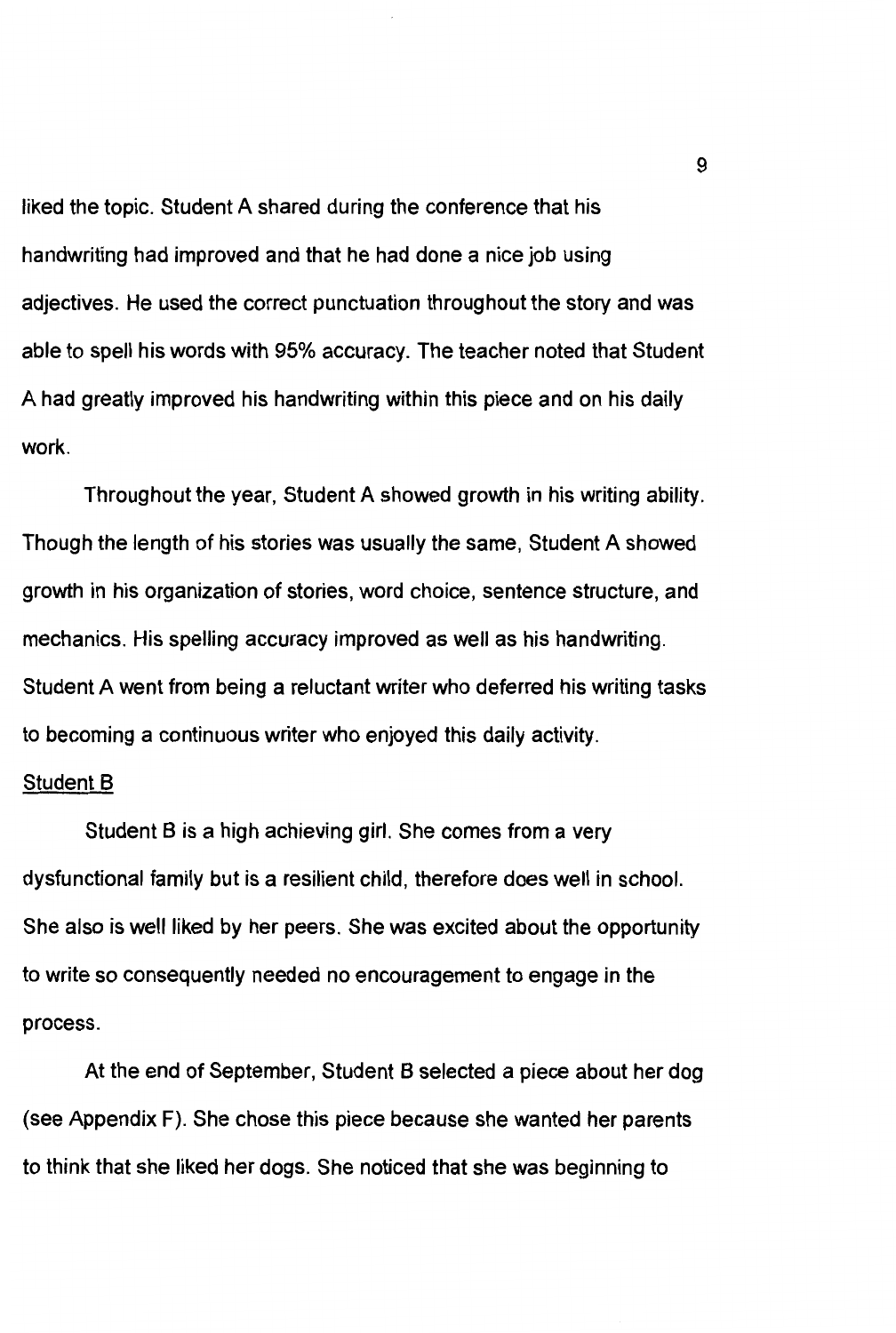liked the topic. Student A shared during the conference that his handwriting had improved and that he had done a nice job using adjectives. He used the correct punctuation throughout the story and was able to spell his words with 95% accuracy. The teacher noted that Student A had greatly improved his handwriting within this piece and on his daily work.

Throughout the year, Student A showed growth in his writing ability. Though the length of his stories was usually the same, Student A showed growth in his organization of stories, word choice, sentence structure, and mechanics. His spelling accuracy improved as well as his handwriting. Student A went from being a reluctant writer who deferred his writing tasks to becoming a continuous writer who enjoyed this daily activity.

<u>Student B</u>

Student B is a high achieving girl. She comes from a very dysfunctional family but is a resilient child, therefore does well in school. She also is well liked by her peers. She was excited about the opportunity to write so consequently needed no encouragement to engage in the process.

At the end of September, Student B selected a piece about her dog (see Appendix F). She chose this piece because she wanted her parents to think that she liked her dogs. She noticed that she was beginning to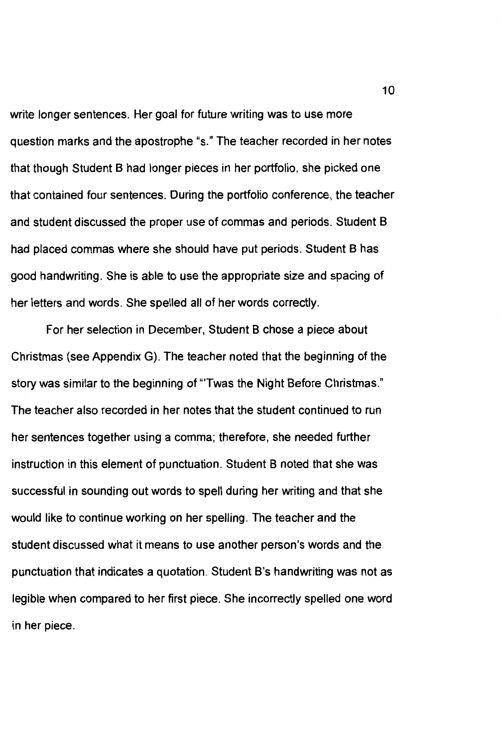write longer sentences. Her goal for future writing was to use more question marks and the apostrophe "s." The teacher recorded in her notes that though Student B had longer pieces in her portfolio, she picked one that contained four sentences. During the portfolio conference, the teacher and student discussed the proper use of commas and periods. Student B had placed commas where she should have put periods. Student B has good handwriting. She is able to use the appropriate size and spacing of her letters and words. She spelled all of her words correctly.

For her selection in December, Student B chose a piece about Christmas (see Appendix G). The teacher noted that the beginning of the story was similar to the beginning of "'Twas the Night Before Christmas." The teacher also recorded in her notes that the student continued to run her sentences together using a comma; therefore, she needed further instruction in this element of punctuation. Student B noted that she was successful in sounding out words to spell during her writing and that she would like to continue working on her spelling. The teacher and the student discussed what it means to use another person's words and the punctuation that indicates a quotation. Student B's handwriting was not as legible when compared to her first piece. She incorrectly spelled one word in her piece.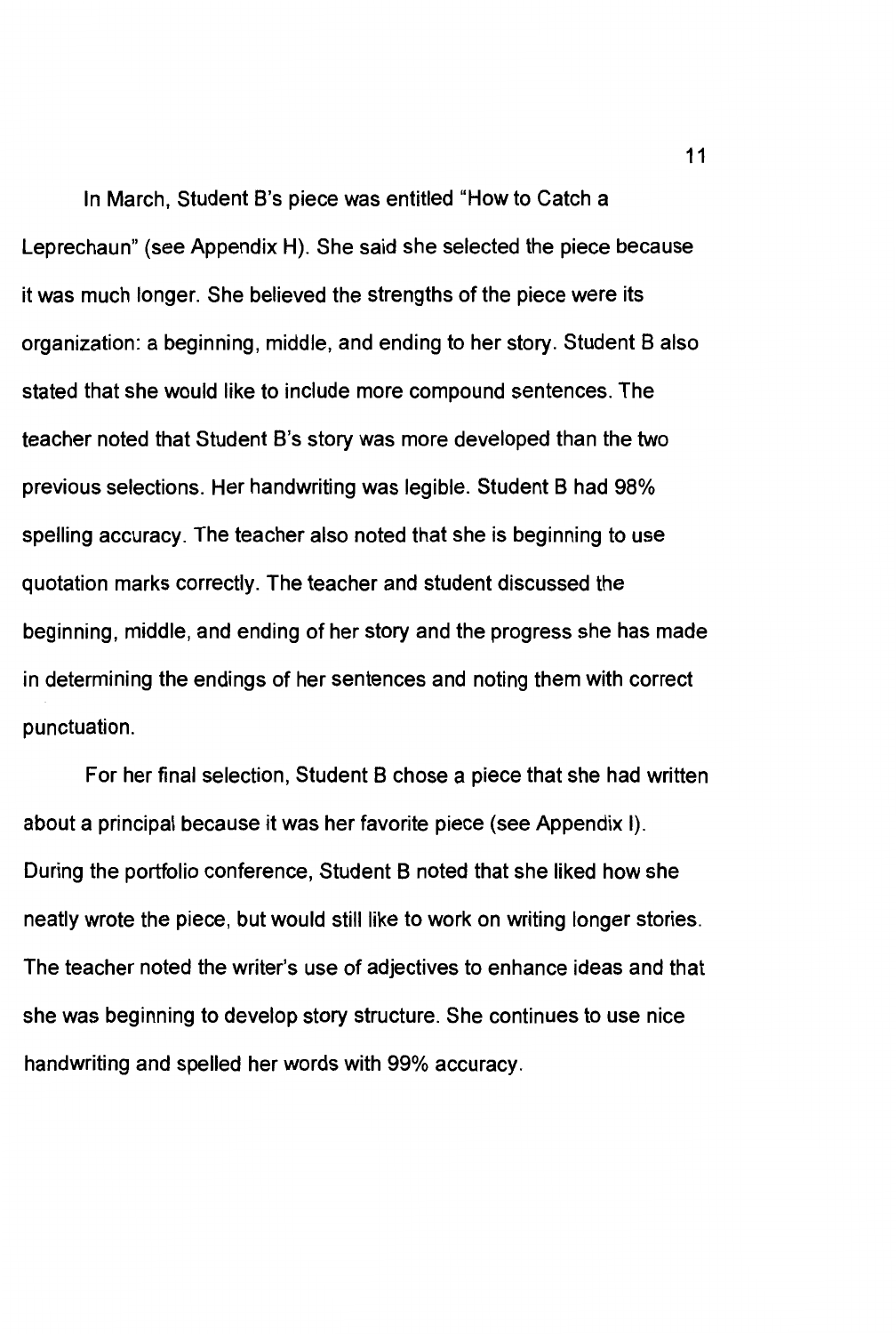In March, Student B's piece was entitled "How to Catch a Leprechaun" (see Appendix H). She said she selected the piece because it was much longer. She believed the strengths of the piece were its organization: a beginning, middle, and ending to her story. Student B also stated that she would like to include more compound sentences. The teacher noted that Student B's story was more developed than the two previous selections. Her handwriting was legible. Student B had 98% spelling accuracy. The teacher also noted that she is beginning to use quotation marks correctly. The teacher and student discussed the beginning, middle, and ending of her story and the progress she has made in determining the endings of her sentences and noting them with correct punctuation.

For her final selection, Student B chose a piece that she had written about a principal because it was her favorite piece (see Appendix I). During the portfolio conference, Student B noted that she liked how she neatly wrote the piece, but would still like to work on writing longer stories. The teacher noted the writer's use of adjectives to enhance ideas and that she was beginning to develop story structure. She continues to use nice handwriting and spelled her words with 99% accuracy.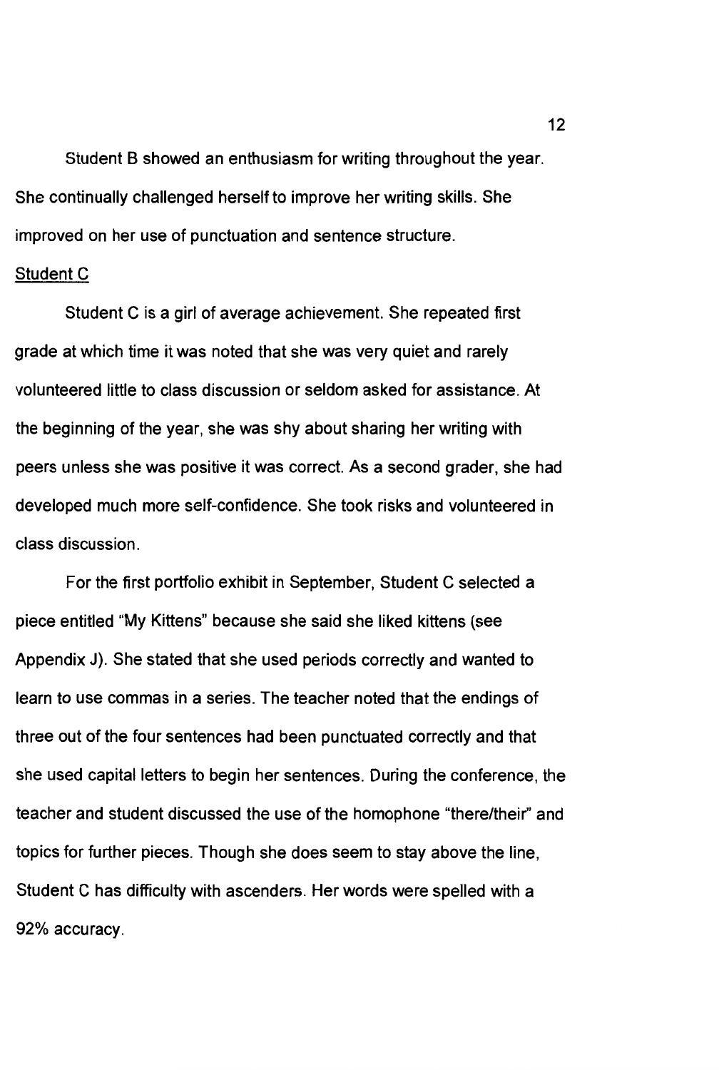Student B showed an enthusiasm for writing throughout the year. She continually challenged herself to improve her writing skills. She improved on her use of punctuation and sentence structure.

Student C

Student C is a girl of average achievement. She repeated first grade at which time it was noted that she was very quiet and rarely volunteered little to class discussion or seldom asked for assistance. At the beginning of the year, she was shy about sharing her writing with peers unless she was positive it was correct. As a second grader, she had developed much more self-confidence. She took risks and volunteered in class discussion.

For the first portfolio exhibit in September, Student C selected a piece entitled "My Kittens" because she said she liked kittens (see Appendix J). She stated that she used periods correctly and wanted to learn to use commas in a series. The teacher noted that the endings of three out of the four sentences had been punctuated correctly and that she used capital letters to begin her sentences. During the conference, the teacher and student discussed the use of the homophone "there/their" and topics for further pieces. Though she does seem to stay above the line, Student C has difficulty with ascenders. Her words were spelled with a 92% accuracy.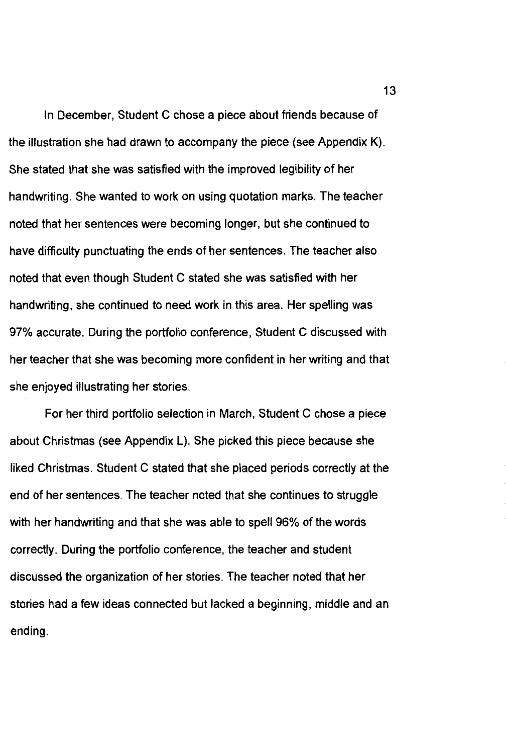In December, Student C chose a piece about friends because of the illustration she had drawn to accompany the piece (see Appendix K). She stated that she was satisfied with the improved legibility of her handwriting. She wanted to work on using quotation marks. The teacher noted that her sentences were becoming longer, but she continued to have difficulty punctuating the ends of her sentences. The teacher also noted that even though Student C stated she was satisfied with her handwriting, she continued to need work in this area. Her spelling was 97% accurate. During the portfolio conference, Student C discussed with her teacher that she was becoming more confident in her writing and that she enjoyed illustrating her stories.

For her third portfolio selection in March, Student C chose a piece about Christmas (see Appendix L). She picked this piece because she liked Christmas. Student C stated that she placed periods correctly at the end of her sentences. The teacher noted that she continues to struggle with her handwriting and that she was able to spell 96% of the words correctly. During the portfolio conference, the teacher and student discussed the organization of her stories. The teacher noted that her stories had a few ideas connected but lacked a beginning, middle and an ending.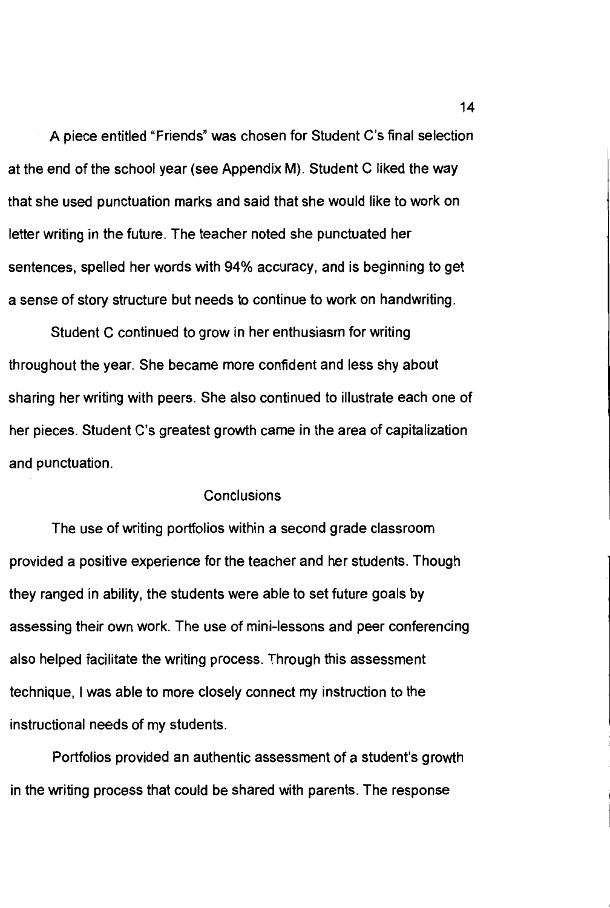A piece entitled "Friends" was chosen for Student C's final selection at the end of the school year (see Appendix M). Student C liked the way that she used punctuation marks and said that she would like to work on letter writing in the future. The teacher noted she punctuated her sentences, spelled her words with 94% accuracy, and is beginning to get a sense of story structure but needs to continue to work on handwriting.

Student C continued to grow in her enthusiasm for writing throughout the year. She became more confident and less shy about sharing her writing with peers. She also continued to illustrate each one of her pieces. Student C's greatest growth came in the area of capitalization and punctuation.

## Conclusions

The use of writing portfolios within a second grade classroom provided a positive experience for the teacher and her students. Though they ranged in ability, the students were able to set future goals by assessing their own work. The use of mini-lessons and peer conferencing also helped facilitate the writing process. Through this assessment technique, I was able to more closely connect my instruction to the instructional needs of my students.

Portfolios provided an authentic assessment of a student's growth in the writing process that could be shared with parents. The response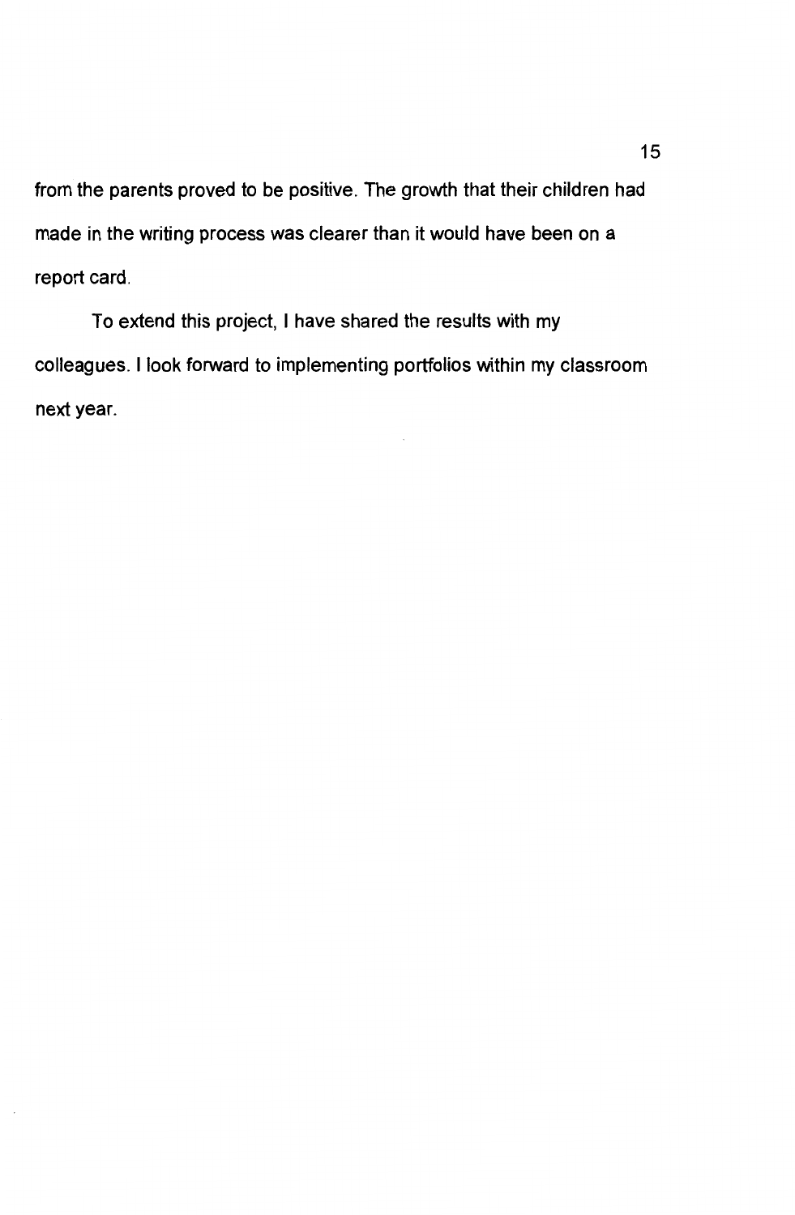from the parents proved to be positive. The growth that their children had made in the writing process was clearer than it would have been on a report card.

To extend this project, I have shared the results with my colleagues. I look forward to implementing portfolios within my classroom next year.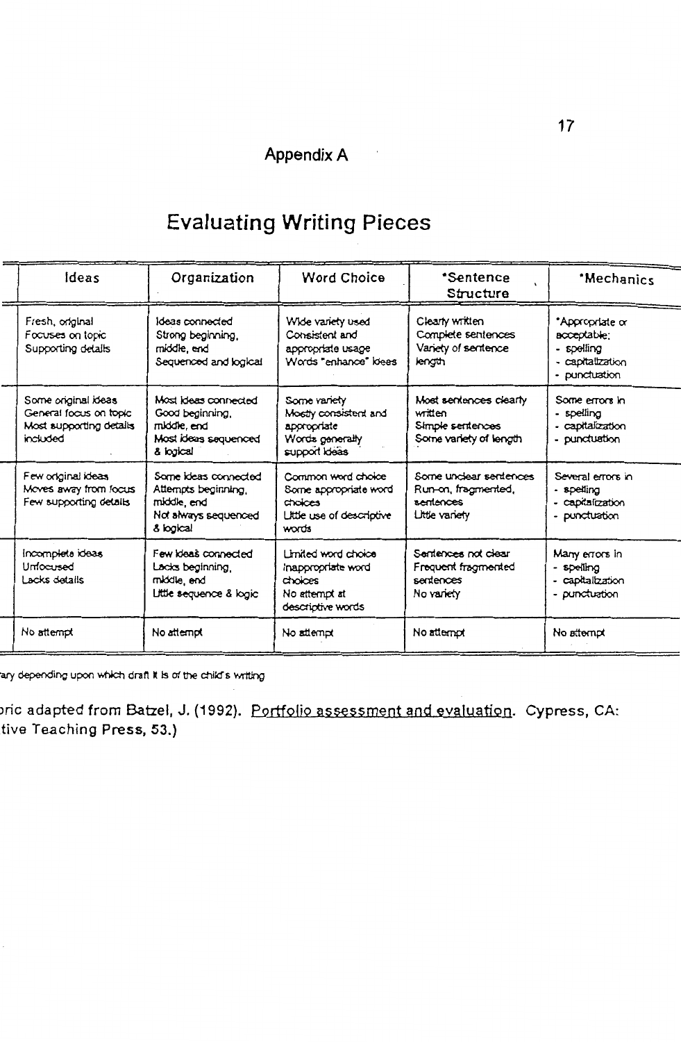# Appendix A

## Evaluating Writing Pieces

| Ideas | Organization | Word Choice | *Sentence Structure | *Mechanics |
|---|---|---|---|---|
| Fresh, original<br>Focuses on topic<br>Supporting details | Ideas connected<br>Strong beginning, middle, end<br>Sequenced and logical | Wide variety used<br>Consistent and appropriate usage<br>Words "enhance" ideas | Clearly written<br>Complete sentences<br>Variety of sentence length | *Appropriate or acceptable:<br>- spelling<br>- capitalization<br>- punctuation |
| Some original ideas<br>General focus on topic<br>Most supporting details included | Most ideas connected<br>Good beginning, middle, end<br>Most ideas sequenced & logical | Some variety<br>Mostly consistent and appropriate<br>Words generally support ideas | Most sentences clearly written<br>Simple sentences<br>Some variety of length | Some errors in<br>- spelling<br>- capitalization<br>- punctuation |
| Few original ideas<br>Moves away from focus<br>Few supporting details | Some ideas connected<br>Attempts beginning, middle, end<br>Not always sequenced & logical | Common word choice<br>Some appropriate word choices<br>Little use of descriptive words | Some unclear sentences<br>Run-on, fragmented, sentences<br>Little variety | Several errors in<br>- spelling<br>- capitalization<br>- punctuation |
| Incomplete ideas<br>Unfocused<br>Lacks details | Few ideas connected<br>Lacks beginning, middle, end<br>Little sequence & logic | Limited word choice<br>Inappropriate word choices<br>No attempt at descriptive words | Sentences not clear<br>Frequent fragmented sentences<br>No variety | Many errors in<br>- spelling<br>- capitalization<br>- punctuation |
| No attempt | No attempt | No attempt | No attempt | No attempt |

ary depending upon which draft it is of the child's writing

ric adapted from Batzel, J. (1992). Portfolio assessment and evaluation. Cypress, CA: tive Teaching Press, 53.)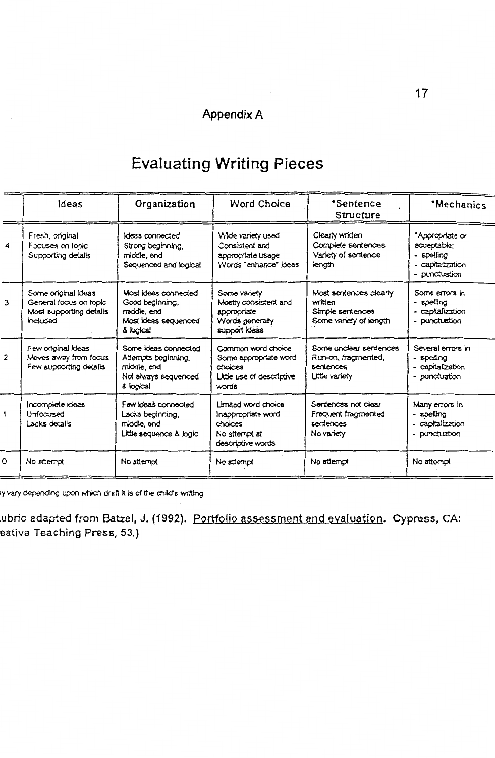## Appendix A

# Evaluating Writing Pieces

| | Ideas | Organization | Word Choice | *Sentence Structure | *Mechanics |
|---|---|---|---|---|---|
| 4 | Fresh, original<br>Focuses on topic<br>Supporting details | Ideas connected<br>Strong beginning, middle, end<br>Sequenced and logical | Wide variety used<br>Consistent and appropriate usage<br>Words "enhance" ideas | Clearly written<br>Complete sentences<br>Variety of sentence length | *Appropriate or acceptable:<br>- spelling<br>- capitalization<br>- punctuation |
| 3 | Some original ideas<br>General focus on topic<br>Most supporting details included | Most ideas connected<br>Good beginning, middle, end<br>Most ideas sequenced & logical | Some variety<br>Mostly consistent and appropriate<br>Words generally support ideas | Most sentences clearly written<br>Simple sentences<br>Some variety of length | Some errors in<br>- spelling<br>- capitalization<br>- punctuation |
| 2 | Few original ideas<br>Moves away from focus<br>Few supporting details | Some ideas connected<br>Attempts beginning, middle, end<br>Not always sequenced & logical | Common word choice<br>Some appropriate word choices<br>Little use of descriptive words | Some unclear sentences<br>Run-on, fragmented, sentences<br>Little variety | Several errors in<br>- spelling<br>- capitalization<br>- punctuation |
| 1 | Incomplete ideas<br>Unfocused<br>Lacks details | Few ideas connected<br>Lacks beginning, middle, end<br>Little sequence & logic | Limited word choice<br>Inappropriate word choices<br>No attempt at descriptive words | Sentences not clear<br>Frequent fragmented sentences<br>No variety | Many errors in<br>- spelling<br>- capitalization<br>- punctuation |
| 0 | No attempt | No attempt | No attempt | No attempt | No attempt |

y vary depending upon which draft it is of the child's writing

ubric adapted from Batzel, J. (1992). Portfolio assessment and evaluation. Cypress, CA: eative Teaching Press, 53.)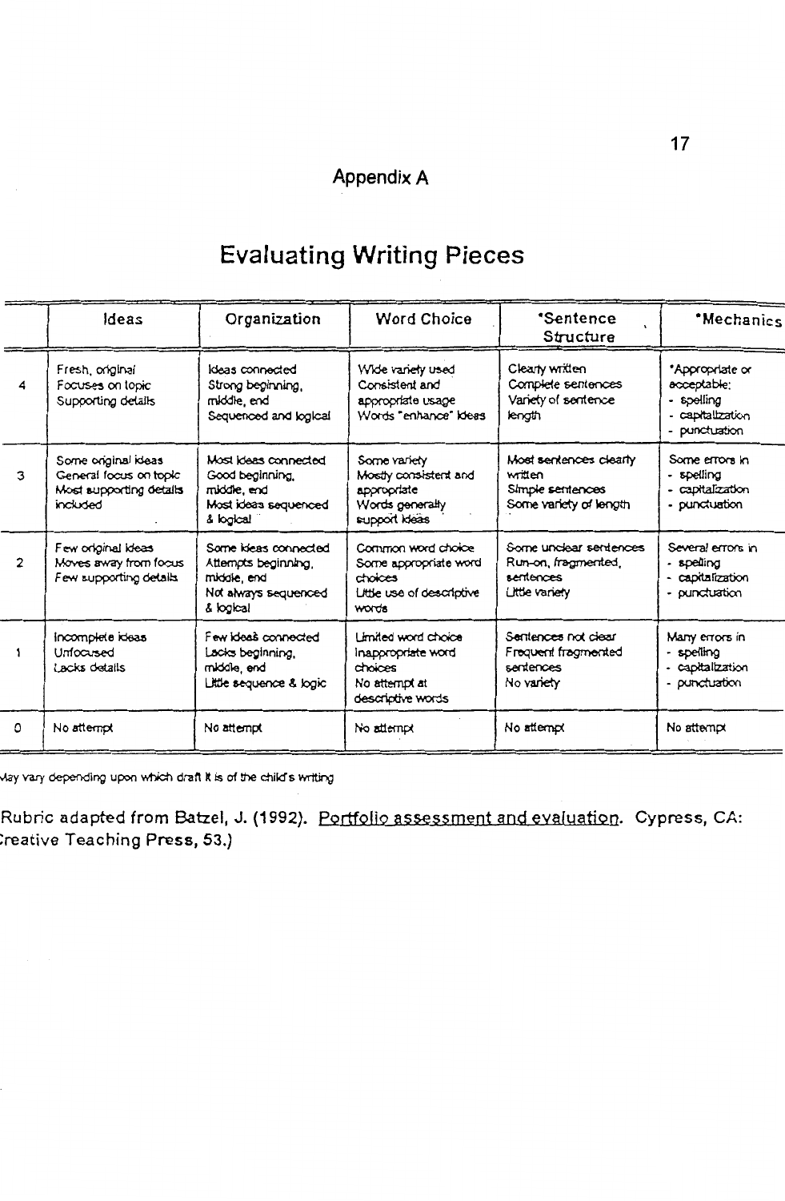## Appendix A

# Evaluating Writing Pieces

| | Ideas | Organization | Word Choice | *Sentence Structure | *Mechanics |
|---|---|---|---|---|---|
| 4 | Fresh, original<br>Focuses on topic<br>Supporting details | Ideas connected<br>Strong beginning, middle, end<br>Sequenced and logical | Wide variety used<br>Consistent and appropriate usage<br>Words "enhance" ideas | Clearly written<br>Complete sentences<br>Variety of sentence length | *Appropriate or acceptable:<br>- spelling<br>- capitalization<br>- punctuation |
| 3 | Some original ideas<br>General focus on topic<br>Most supporting details included | Most ideas connected<br>Good beginning, middle, end<br>Most ideas sequenced & logical | Some variety<br>Mostly consistent and appropriate<br>Words generally support ideas | Most sentences clearly written<br>Simple sentences<br>Some variety of length | Some errors in<br>- spelling<br>- capitalization<br>- punctuation |
| 2 | Few original ideas<br>Moves away from focus<br>Few supporting details | Some ideas connected<br>Attempts beginning, middle, end<br>Not always sequenced & logical | Common word choice<br>Some appropriate word choices<br>Little use of descriptive words | Some unclear sentences<br>Run-on, fragmented, sentences<br>Little variety | Several errors in<br>- spelling<br>- capitalization<br>- punctuation |
| 1 | Incomplete ideas<br>Unfocused<br>Lacks details | Few ideas connected<br>Lacks beginning, middle, end<br>Little sequence & logic | Limited word choice<br>Inappropriate word choices<br>No attempt at descriptive words | Sentences not clear<br>Frequent fragmented sentences<br>No variety | Many errors in<br>- spelling<br>- capitalization<br>- punctuation |
| 0 | No attempt | No attempt | No attempt | No attempt | No attempt |

*May vary depending upon which draft it is of the child's writing

(Rubric adapted from Batzel, J. (1992). Portfolio assessment and evaluation. Cypress, CA: Creative Teaching Press, 53.)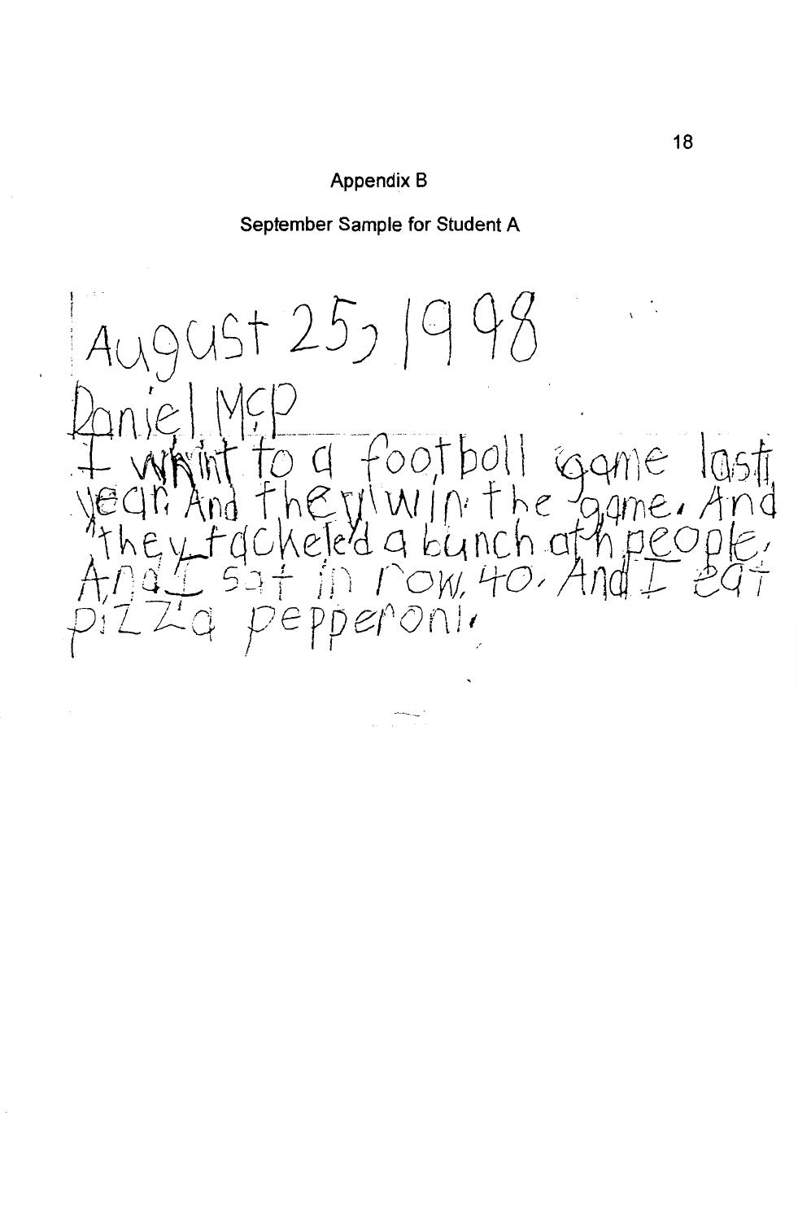## Appendix B

### September Sample for Student A

August 25, 1998

Daniel MCP

I whint to a footboll game last year. And they win the game. And they tackeled a bunch of people. And I sat in row 40. And I eat pizza pepperoni.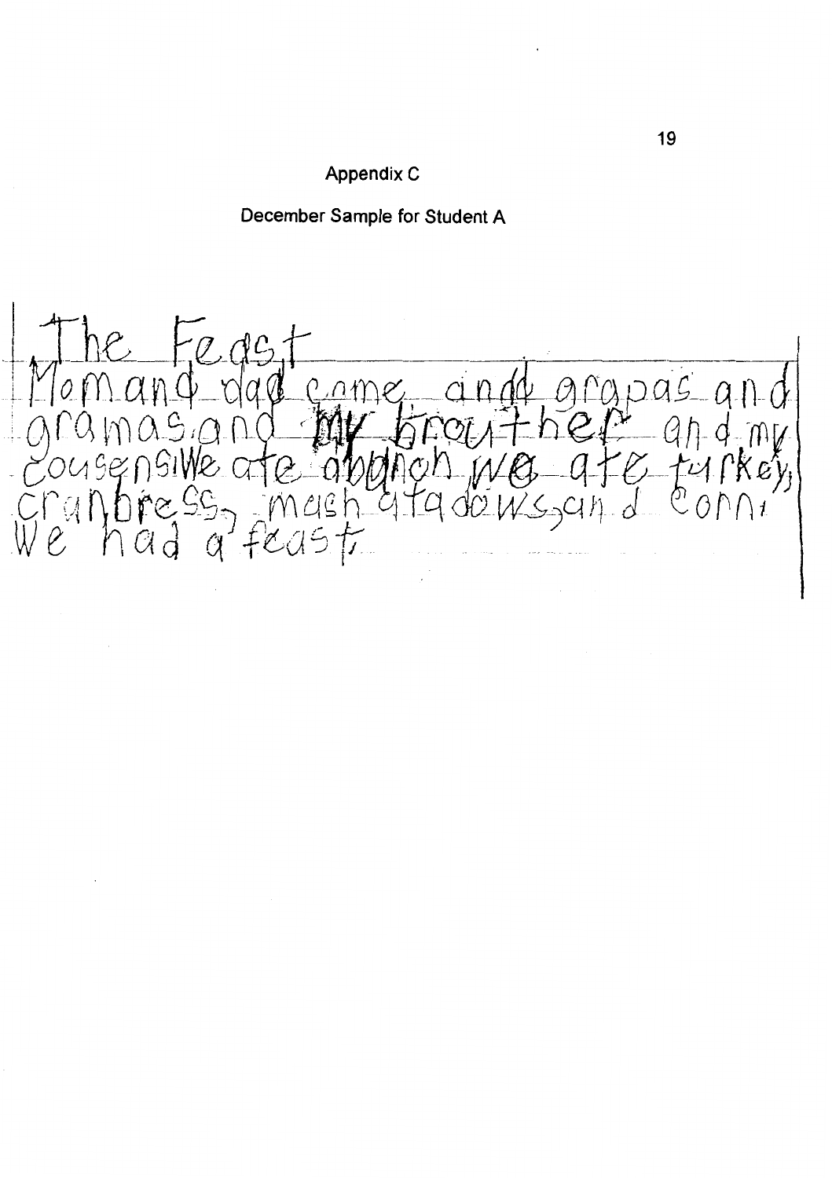Appendix C

December Sample for Student A

The Feast
Mom and dad came and grapas and gramas and my brouther and my cousens. We ate abunch we ate turkey, cranbress, mash atadows, and corn. We had a feast.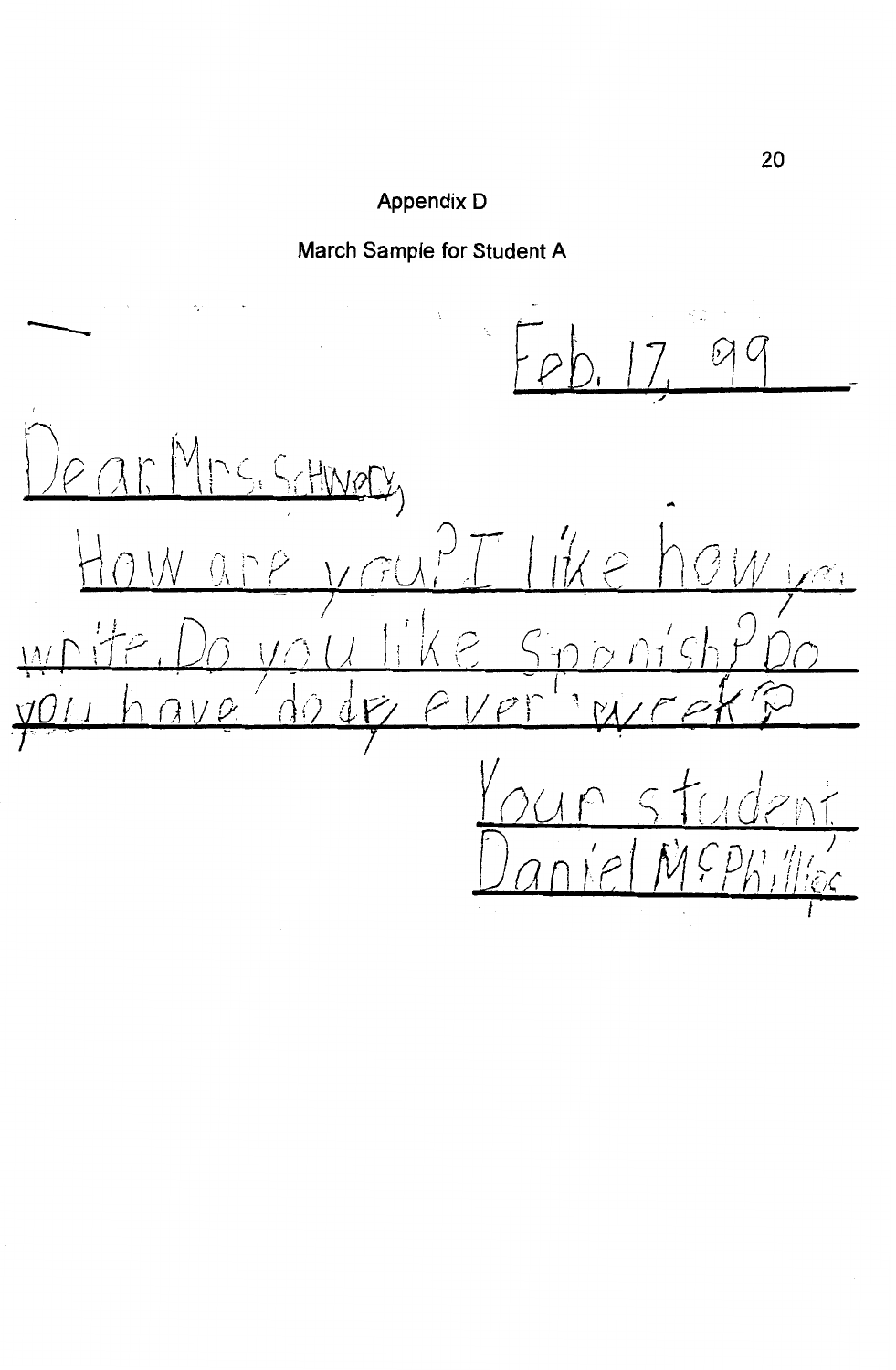## Appendix D

### March Sample for Student A

Feb. 17, 99

Dear Mrs. Schwery,

How are you? I like how you write. Do you like Spanish? Do you have dody ever week?

Your student,
Daniel McPhillips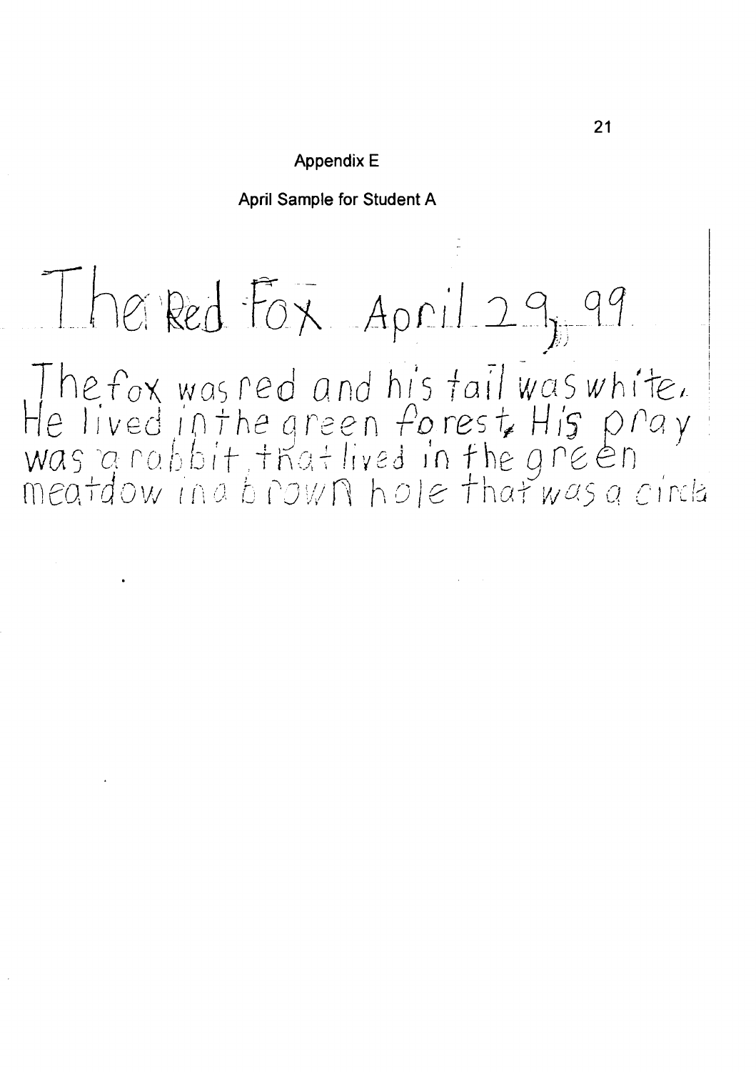## Appendix E

### April Sample for Student A

The Red Fox April 29, 99

The fox was red and his tail was white. He lived in the green forest. His pray was a rabbit that lived in the green meatdow in a brown hole that was a circle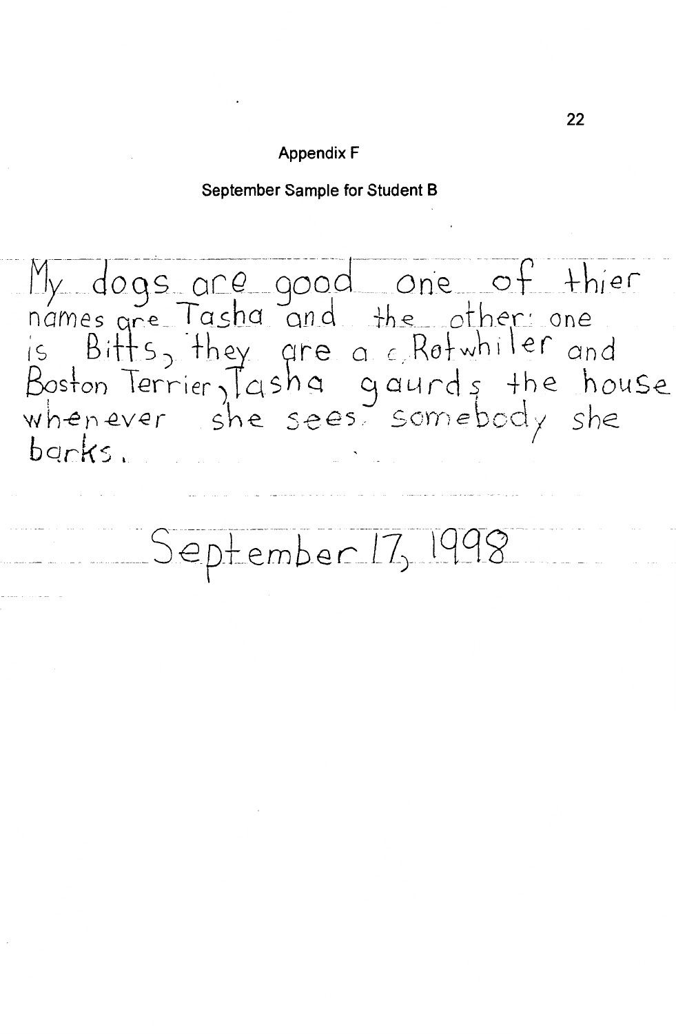## Appendix F

### September Sample for Student B

My dogs are good one of thier names are Tasha and the other one is Bitts, they are a c Rotwhiler and Boston Terrier, Tasha gaurds the house whenever she sees somebody she barks.

September 17, 1998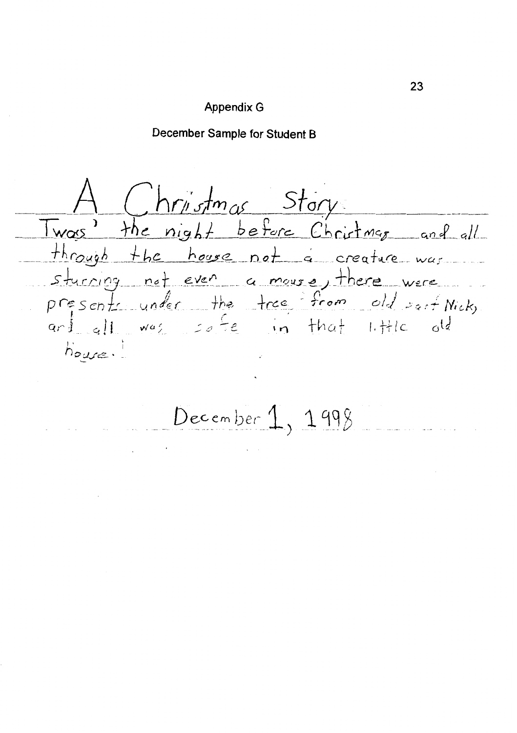## Appendix G

### December Sample for Student B

A Christmas Story

Twas' the night before Christmas and all through the house not a creature was sturring not even a mouse, there were presents under the tree from old sait Nick, and all was safe in that little old house.

December 1, 1998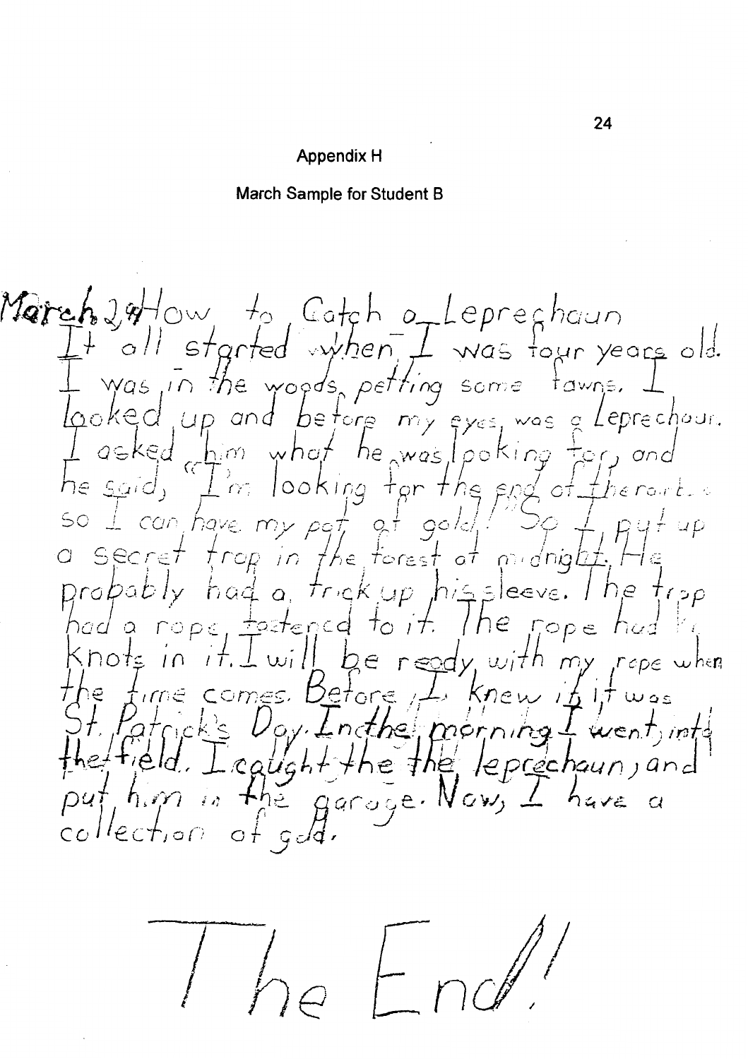## Appendix H

### March Sample for Student B

March 29 How to Catch a Leprechaun
It all started when I was four years old.
I was in the woods petting some fawns. I
looked up and before my eyes was a Leprechaun.
I asked him what he was looking for, and
he said, "I'm looking for the end of the rainbow
so I can have my pot of gold!" So I put up
a secret trap in the forest at midnight. He
probably had a trick up his sleeve. The trap
had a rope fastened to it. The rope had ...
knots in it. I will be ready with my rope when
the time comes. Before I knew it, it was
St. Patrick's Day. In the morning I went into
the field. I caught the the leprechaun, and
put him in the garage. Now, I have a
collection of gold.

The End!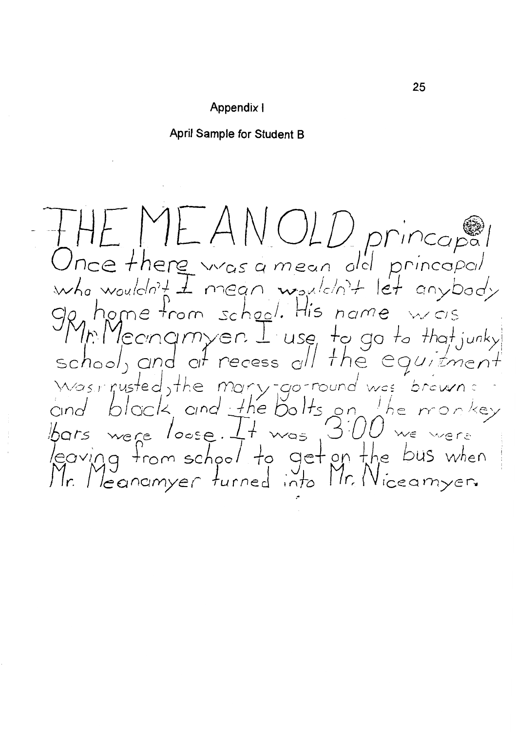Appendix I

April Sample for Student B

THE MEAN OLD princapal

Once there was a mean old princapal who wouldn't I mean wouldn't let anybody go home from school. His name was Mr. Meanamyer. I use to go to that junky school, and at recess all the equitment was rusted, the mary-go-round was brown and black and the bolts on the monkey bars were loose. It was 3:00 we were leaving from school to get on the bus when Mr. Meanamyer turned into Mr. Niceamyer.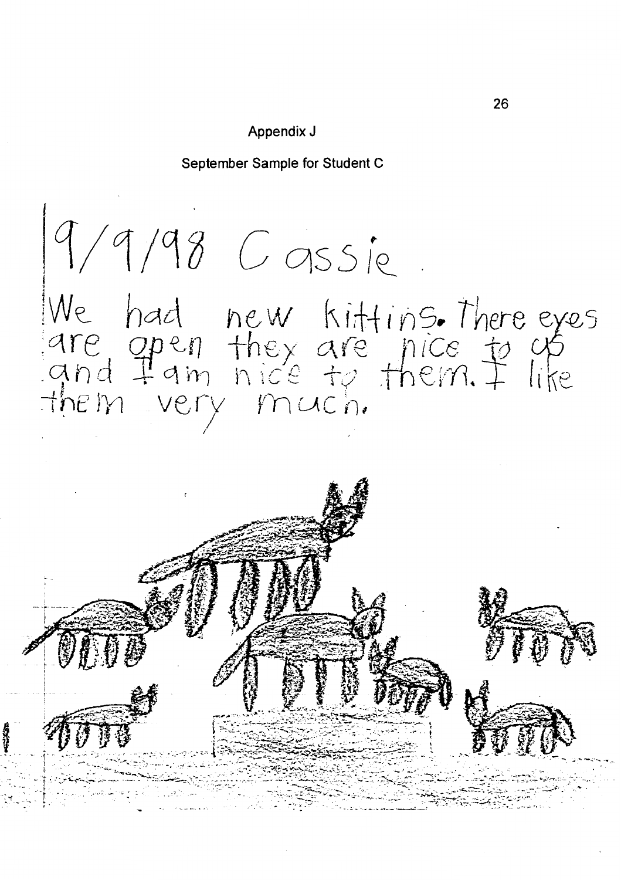Appendix J

September Sample for Student C

9/9/98 Cassie

We had new kittins. There eyes are open they are nice to us and I am nice to them. I like them very much.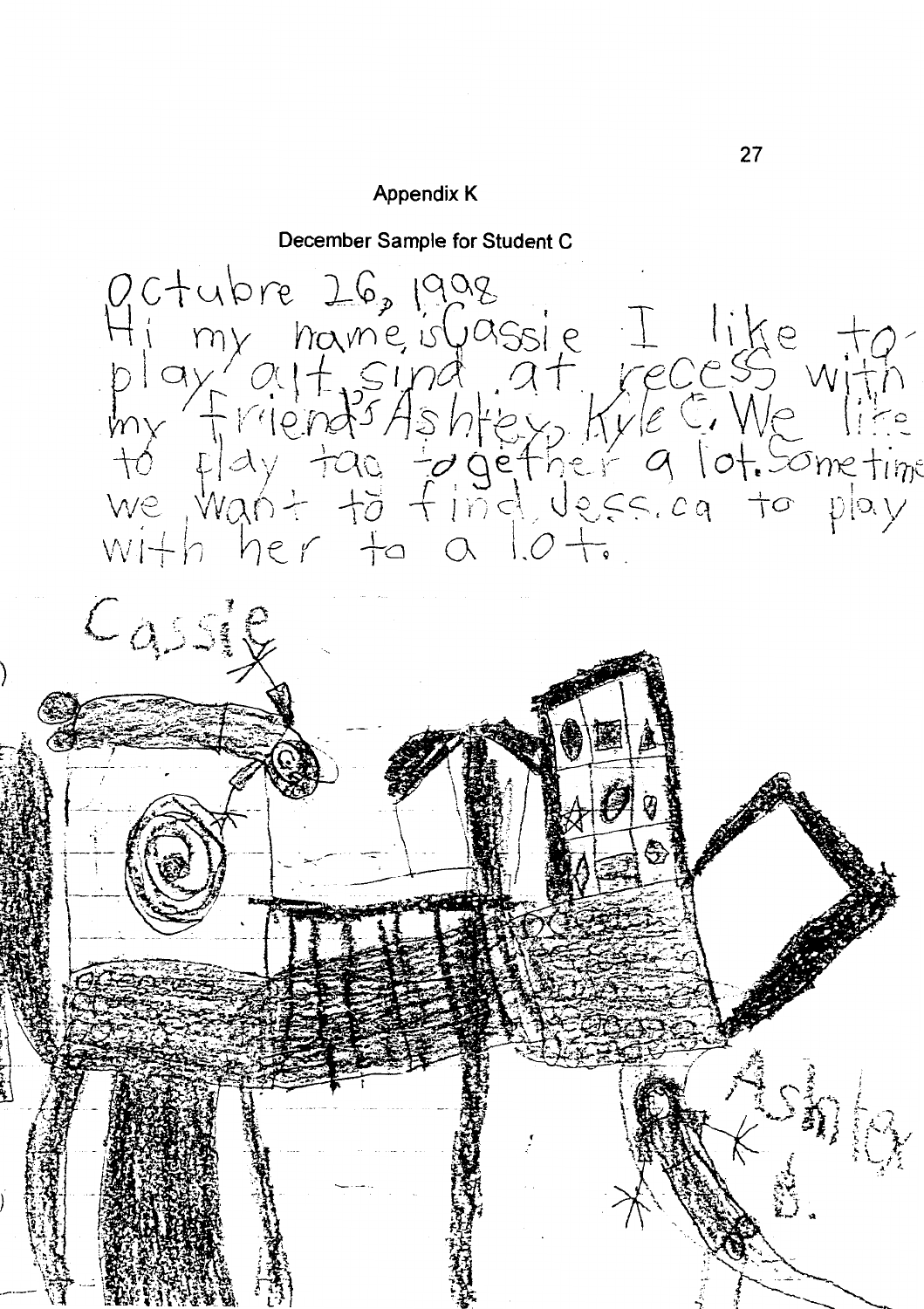## Appendix K

### December Sample for Student C

Octubre 26, 1998
Hi my name is Cassie I like to play out sind at recess with my friend's Ashley, Kyle C. We like to play tag together a lot. Sometime we want to find Jess.ca to play with her to a lot.

Cassie

Ashley B.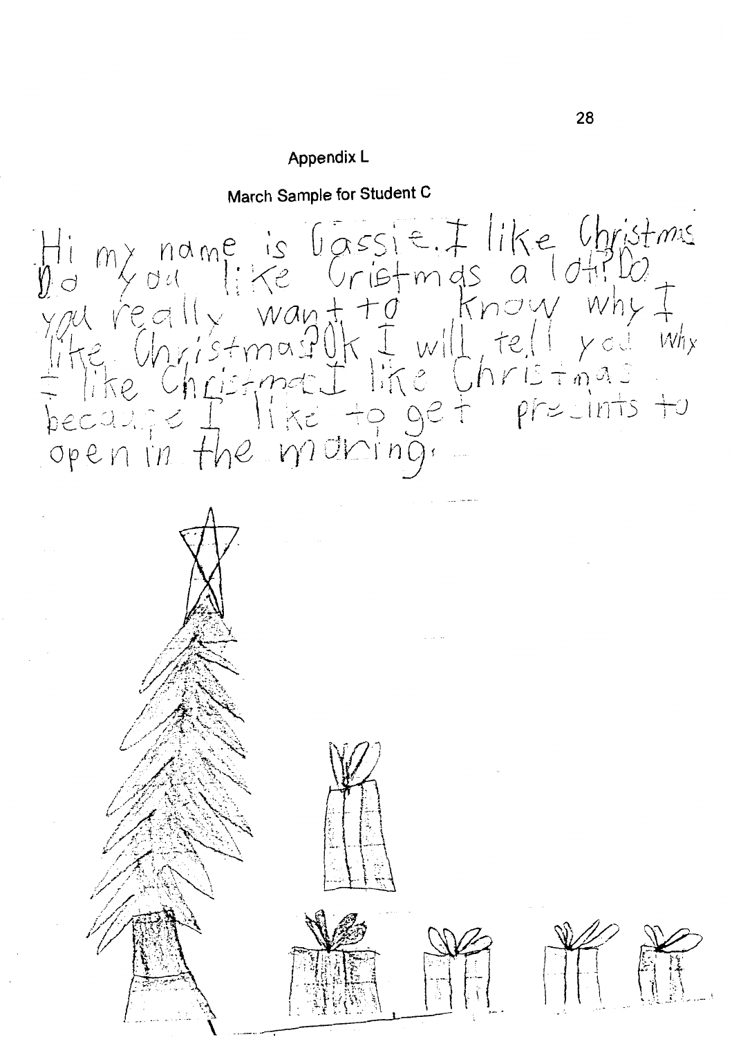Appendix L

March Sample for Student C

Hi my name is Cassie. I like Christmas Do you like Cristmas a lot? Do you really want to know why I like Christmas? Ok I will tell you why I like Christmas. I like Christmas because I like to get presints to open in the moring.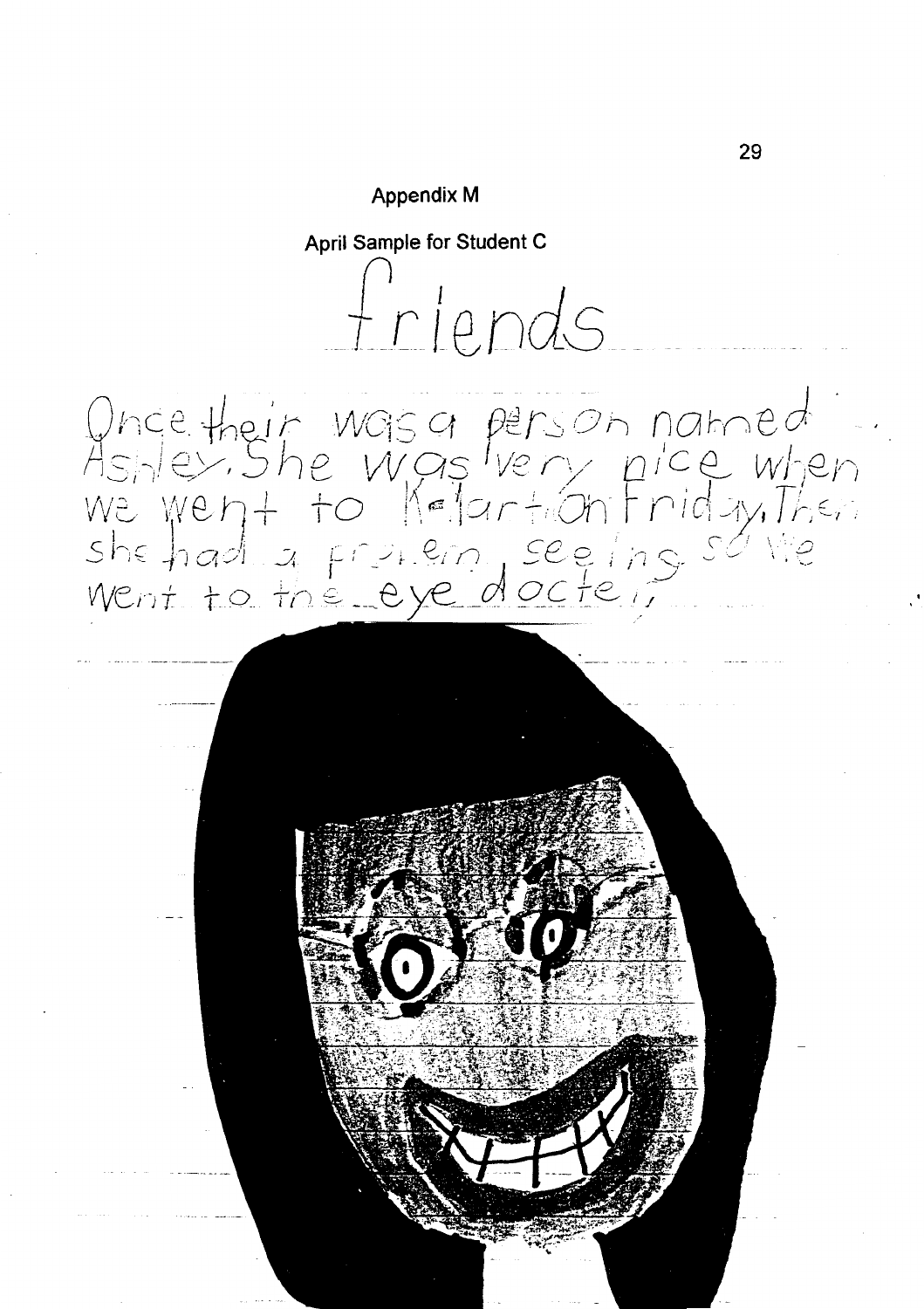## Appendix M

April Sample for Student C

friends

Once their was a person named Ashley. She was very nice when we went to Kelartion Friday. Then she had a prblem seeing so we went to the eye docte.